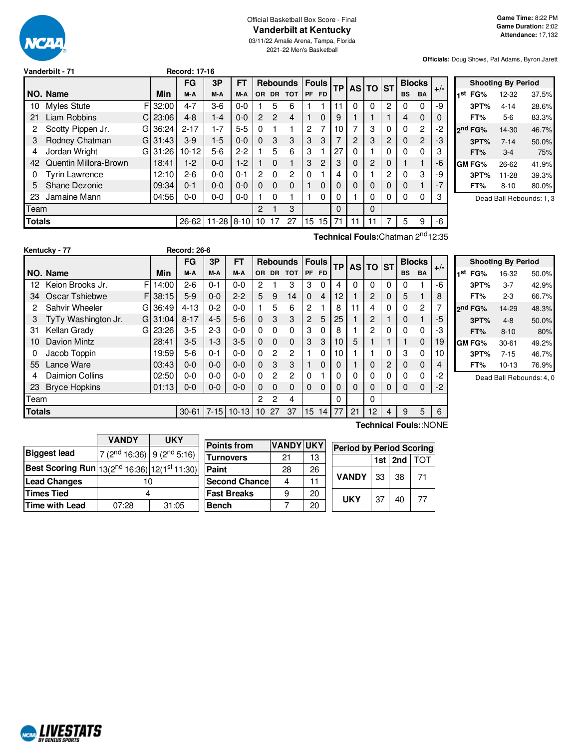Official Basketball Box Score - Final

# Vanderbilt at Kentucky

03/11/22 Amalie Arena, Tampa, Florida
2021-22 Men's Basketball

**Game Time:** 8:22 PM
**Game Duration:** 2:02
**Attendance:** 17,132

**Officials:** Doug Shows, Pat Adams, Byron Jarett

## Vanderbilt - 71 (Record: 17-16)

| NO. | Name | | Min | FG M-A | 3P M-A | FT M-A | OR | DR | TOT | PF | FD | TP | AS | TO | ST | BS | BA | +/- |
|---|---|---|---|---|---|---|---|---|---|---|---|---|---|---|---|---|---|---|
| 10 | Myles Stute | F | 32:00 | 4-7 | 3-6 | 0-0 | 1 | 5 | 6 | 1 | 1 | 11 | 0 | 0 | 2 | 0 | 0 | -9 |
| 21 | Liam Robbins | C | 23:06 | 4-8 | 1-4 | 0-0 | 2 | 2 | 4 | 1 | 0 | 9 | 1 | 1 | 1 | 4 | 0 | 0 |
| 2 | Scotty Pippen Jr. | G | 36:24 | 2-17 | 1-7 | 5-5 | 0 | 1 | 1 | 2 | 7 | 10 | 7 | 3 | 0 | 0 | 2 | -2 |
| 3 | Rodney Chatman | G | 31:43 | 3-9 | 1-5 | 0-0 | 0 | 3 | 3 | 3 | 3 | 7 | 2 | 3 | 2 | 0 | 2 | -3 |
| 4 | Jordan Wright | G | 31:26 | 10-12 | 5-6 | 2-2 | 1 | 5 | 6 | 3 | 1 | 27 | 0 | 1 | 0 | 0 | 0 | 3 |
| 42 | Quentin Millora-Brown | | 18:41 | 1-2 | 0-0 | 1-2 | 1 | 0 | 1 | 3 | 2 | 3 | 0 | 2 | 0 | 1 | 1 | -6 |
| 0 | Tyrin Lawrence | | 12:10 | 2-6 | 0-0 | 0-1 | 2 | 0 | 2 | 0 | 1 | 4 | 0 | 1 | 2 | 0 | 3 | -9 |
| 5 | Shane Dezonie | | 09:34 | 0-1 | 0-0 | 0-0 | 0 | 0 | 0 | 1 | 0 | 0 | 0 | 0 | 0 | 0 | 1 | -7 |
| 23 | Jamaine Mann | | 04:56 | 0-0 | 0-0 | 0-0 | 1 | 0 | 1 | 1 | 0 | 0 | 1 | 0 | 0 | 0 | 0 | 3 |
| | Team | | | | | | 2 | 1 | 3 | | | 0 | | 0 | | | | |
| | **Totals** | | | 26-62 | 11-28 | 8-10 | 10 | 17 | 27 | 15 | 15 | 71 | 11 | 11 | 7 | 5 | 9 | -6 |

**Technical Fouls:** Chatman 2nd 12:35

| Shooting By Period | | |
|---|---|---|
| 1st FG% | 12-32 | 37.5% |
| 3PT% | 4-14 | 28.6% |
| FT% | 5-6 | 83.3% |
| 2nd FG% | 14-30 | 46.7% |
| 3PT% | 7-14 | 50.0% |
| FT% | 3-4 | 75% |
| GM FG% | 26-62 | 41.9% |
| 3PT% | 11-28 | 39.3% |
| FT% | 8-10 | 80.0% |

Dead Ball Rebounds: 1, 3

## Kentucky - 77 (Record: 26-6)

| NO. | Name | | Min | FG M-A | 3P M-A | FT M-A | OR | DR | TOT | PF | FD | TP | AS | TO | ST | BS | BA | +/- |
|---|---|---|---|---|---|---|---|---|---|---|---|---|---|---|---|---|---|---|
| 12 | Keion Brooks Jr. | F | 14:00 | 2-6 | 0-1 | 0-0 | 2 | 1 | 3 | 3 | 0 | 4 | 0 | 0 | 0 | 0 | 1 | -6 |
| 34 | Oscar Tshiebwe | F | 38:15 | 5-9 | 0-0 | 2-2 | 5 | 9 | 14 | 0 | 4 | 12 | 1 | 2 | 0 | 5 | 1 | 8 |
| 2 | Sahvir Wheeler | G | 36:49 | 4-13 | 0-2 | 0-0 | 1 | 5 | 6 | 2 | 1 | 8 | 11 | 4 | 0 | 0 | 2 | 7 |
| 3 | TyTy Washington Jr. | G | 31:04 | 8-17 | 4-5 | 5-6 | 0 | 3 | 3 | 2 | 5 | 25 | 1 | 2 | 1 | 0 | 1 | -5 |
| 31 | Kellan Grady | G | 23:26 | 3-5 | 2-3 | 0-0 | 0 | 0 | 0 | 3 | 0 | 8 | 1 | 2 | 0 | 0 | 0 | -3 |
| 10 | Davion Mintz | | 28:41 | 3-5 | 1-3 | 3-5 | 0 | 0 | 0 | 3 | 3 | 10 | 5 | 1 | 1 | 1 | 0 | 19 |
| 0 | Jacob Toppin | | 19:59 | 5-6 | 0-1 | 0-0 | 0 | 2 | 2 | 1 | 0 | 10 | 1 | 1 | 0 | 3 | 0 | 10 |
| 55 | Lance Ware | | 03:43 | 0-0 | 0-0 | 0-0 | 0 | 3 | 3 | 1 | 0 | 0 | 1 | 0 | 2 | 0 | 0 | 4 |
| 4 | Daimion Collins | | 02:50 | 0-0 | 0-0 | 0-0 | 0 | 2 | 2 | 0 | 1 | 0 | 0 | 0 | 0 | 0 | 0 | -2 |
| 23 | Bryce Hopkins | | 01:13 | 0-0 | 0-0 | 0-0 | 0 | 0 | 0 | 0 | 0 | 0 | 0 | 0 | 0 | 0 | 0 | -2 |
| | Team | | | | | | 2 | 2 | 4 | | | 0 | | 0 | | | | |
| | **Totals** | | | 30-61 | 7-15 | 10-13 | 10 | 27 | 37 | 15 | 14 | 77 | 21 | 12 | 4 | 9 | 5 | 6 |

**Technical Fouls:** NONE

| Shooting By Period | | |
|---|---|---|
| 1st FG% | 16-32 | 50.0% |
| 3PT% | 3-7 | 42.9% |
| FT% | 2-3 | 66.7% |
| 2nd FG% | 14-29 | 48.3% |
| 3PT% | 4-8 | 50.0% |
| FT% | 8-10 | 80% |
| GM FG% | 30-61 | 49.2% |
| 3PT% | 7-15 | 46.7% |
| FT% | 10-13 | 76.9% |

Dead Ball Rebounds: 4, 0

| | VANDY | UKY |
|---|---|---|
| Biggest lead | 7 (2nd 16:36) | 9 (2nd 5:16) |
| Best Scoring Run | 13(2nd 16:36) | 12(1st 11:30) |
| Lead Changes | 10 | |
| Times Tied | 4 | |
| Time with Lead | 07:28 | 31:05 |

| Points from | VANDY | UKY |
|---|---|---|
| Turnovers | 21 | 13 |
| Paint | 28 | 26 |
| Second Chance | 4 | 11 |
| Fast Breaks | 9 | 20 |
| Bench | 7 | 20 |

| Period by Period Scoring | 1st | 2nd | TOT |
|---|---|---|---|
| VANDY | 33 | 38 | 71 |
| UKY | 37 | 40 | 77 |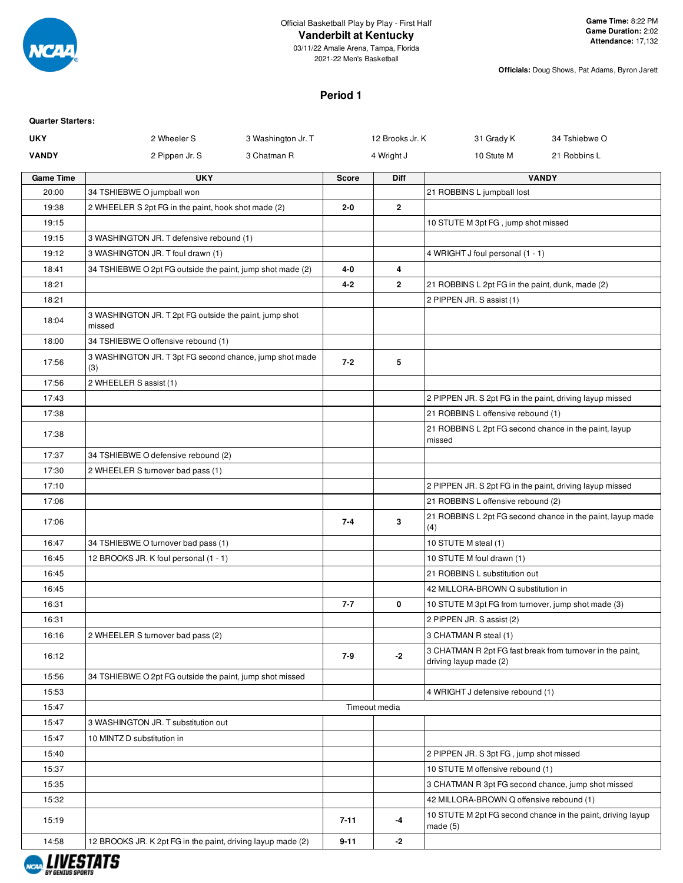Official Basketball Play by Play - First Half

# Vanderbilt at Kentucky

03/11/22 Amalie Arena, Tampa, Florida
2021-22 Men's Basketball

**Game Time:** 8:22 PM
**Game Duration:** 2:02
**Attendance:** 17,132

**Officials:** Doug Shows, Pat Adams, Byron Jarett

## Period 1

**Quarter Starters:**

| | | | | | |
|---|---|---|---|---|---|
| **UKY** | 2 Wheeler S | 3 Washington Jr. T | 12 Brooks Jr. K | 31 Grady K | 34 Tshiebwe O |
| **VANDY** | 2 Pippen Jr. S | 3 Chatman R | 4 Wright J | 10 Stute M | 21 Robbins L |

| Game Time | UKY | Score | Diff | VANDY |
|---|---|---|---|---|
| 20:00 | 34 TSHIEBWE O jumpball won | | | 21 ROBBINS L jumpball lost |
| 19:38 | 2 WHEELER S 2pt FG in the paint, hook shot made (2) | 2-0 | 2 | |
| 19:15 | | | | 10 STUTE M 3pt FG , jump shot missed |
| 19:15 | 3 WASHINGTON JR. T defensive rebound (1) | | | |
| 19:12 | 3 WASHINGTON JR. T foul drawn (1) | | | 4 WRIGHT J foul personal (1 - 1) |
| 18:41 | 34 TSHIEBWE O 2pt FG outside the paint, jump shot made (2) | 4-0 | 4 | |
| 18:21 | | 4-2 | 2 | 21 ROBBINS L 2pt FG in the paint, dunk, made (2) |
| 18:21 | | | | 2 PIPPEN JR. S assist (1) |
| 18:04 | 3 WASHINGTON JR. T 2pt FG outside the paint, jump shot missed | | | |
| 18:00 | 34 TSHIEBWE O offensive rebound (1) | | | |
| 17:56 | 3 WASHINGTON JR. T 3pt FG second chance, jump shot made (3) | 7-2 | 5 | |
| 17:56 | 2 WHEELER S assist (1) | | | |
| 17:43 | | | | 2 PIPPEN JR. S 2pt FG in the paint, driving layup missed |
| 17:38 | | | | 21 ROBBINS L offensive rebound (1) |
| 17:38 | | | | 21 ROBBINS L 2pt FG second chance in the paint, layup missed |
| 17:37 | 34 TSHIEBWE O defensive rebound (2) | | | |
| 17:30 | 2 WHEELER S turnover bad pass (1) | | | |
| 17:10 | | | | 2 PIPPEN JR. S 2pt FG in the paint, driving layup missed |
| 17:06 | | | | 21 ROBBINS L offensive rebound (2) |
| 17:06 | | 7-4 | 3 | 21 ROBBINS L 2pt FG second chance in the paint, layup made (4) |
| 16:47 | 34 TSHIEBWE O turnover bad pass (1) | | | 10 STUTE M steal (1) |
| 16:45 | 12 BROOKS JR. K foul personal (1 - 1) | | | 10 STUTE M foul drawn (1) |
| 16:45 | | | | 21 ROBBINS L substitution out |
| 16:45 | | | | 42 MILLORA-BROWN Q substitution in |
| 16:31 | | 7-7 | 0 | 10 STUTE M 3pt FG from turnover, jump shot made (3) |
| 16:31 | | | | 2 PIPPEN JR. S assist (2) |
| 16:16 | 2 WHEELER S turnover bad pass (2) | | | 3 CHATMAN R steal (1) |
| 16:12 | | 7-9 | -2 | 3 CHATMAN R 2pt FG fast break from turnover in the paint, driving layup made (2) |
| 15:56 | 34 TSHIEBWE O 2pt FG outside the paint, jump shot missed | | | |
| 15:53 | | | | 4 WRIGHT J defensive rebound (1) |
| 15:47 | Timeout media | | | |
| 15:47 | 3 WASHINGTON JR. T substitution out | | | |
| 15:47 | 10 MINTZ D substitution in | | | |
| 15:40 | | | | 2 PIPPEN JR. S 3pt FG , jump shot missed |
| 15:37 | | | | 10 STUTE M offensive rebound (1) |
| 15:35 | | | | 3 CHATMAN R 3pt FG second chance, jump shot missed |
| 15:32 | | | | 42 MILLORA-BROWN Q offensive rebound (1) |
| 15:19 | | 7-11 | -4 | 10 STUTE M 2pt FG second chance in the paint, driving layup made (5) |
| 14:58 | 12 BROOKS JR. K 2pt FG in the paint, driving layup made (2) | 9-11 | -2 | |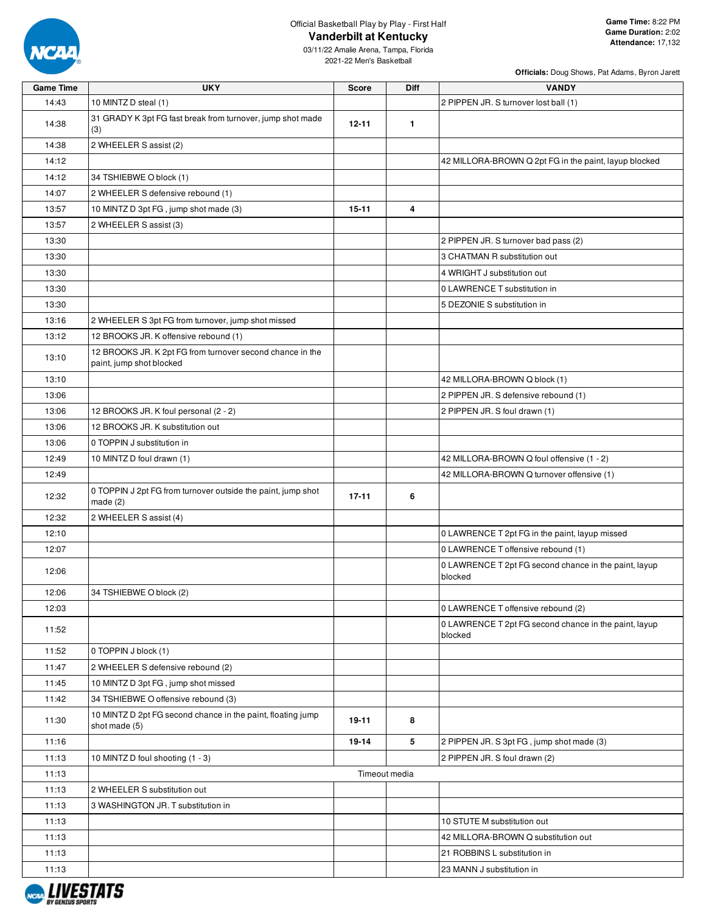Official Basketball Play by Play - First Half

# Vanderbilt at Kentucky

03/11/22 Amalie Arena, Tampa, Florida
2021-22 Men's Basketball

**Game Time:** 8:22 PM
**Game Duration:** 2:02
**Attendance:** 17,132

**Officials:** Doug Shows, Pat Adams, Byron Jarett

| Game Time | UKY | Score | Diff | VANDY |
|---|---|---|---|---|
| 14:43 | 10 MINTZ D steal (1) | | | 2 PIPPEN JR. S turnover lost ball (1) |
| 14:38 | 31 GRADY K 3pt FG fast break from turnover, jump shot made (3) | 12-11 | 1 | |
| 14:38 | 2 WHEELER S assist (2) | | | |
| 14:12 | | | | 42 MILLORA-BROWN Q 2pt FG in the paint, layup blocked |
| 14:12 | 34 TSHIEBWE O block (1) | | | |
| 14:07 | 2 WHEELER S defensive rebound (1) | | | |
| 13:57 | 10 MINTZ D 3pt FG , jump shot made (3) | 15-11 | 4 | |
| 13:57 | 2 WHEELER S assist (3) | | | |
| 13:30 | | | | 2 PIPPEN JR. S turnover bad pass (2) |
| 13:30 | | | | 3 CHATMAN R substitution out |
| 13:30 | | | | 4 WRIGHT J substitution out |
| 13:30 | | | | 0 LAWRENCE T substitution in |
| 13:30 | | | | 5 DEZONIE S substitution in |
| 13:16 | 2 WHEELER S 3pt FG from turnover, jump shot missed | | | |
| 13:12 | 12 BROOKS JR. K offensive rebound (1) | | | |
| 13:10 | 12 BROOKS JR. K 2pt FG from turnover second chance in the paint, jump shot blocked | | | |
| 13:10 | | | | 42 MILLORA-BROWN Q block (1) |
| 13:06 | | | | 2 PIPPEN JR. S defensive rebound (1) |
| 13:06 | 12 BROOKS JR. K foul personal (2 - 2) | | | 2 PIPPEN JR. S foul drawn (1) |
| 13:06 | 12 BROOKS JR. K substitution out | | | |
| 13:06 | 0 TOPPIN J substitution in | | | |
| 12:49 | 10 MINTZ D foul drawn (1) | | | 42 MILLORA-BROWN Q foul offensive (1 - 2) |
| 12:49 | | | | 42 MILLORA-BROWN Q turnover offensive (1) |
| 12:32 | 0 TOPPIN J 2pt FG from turnover outside the paint, jump shot made (2) | 17-11 | 6 | |
| 12:32 | 2 WHEELER S assist (4) | | | |
| 12:10 | | | | 0 LAWRENCE T 2pt FG in the paint, layup missed |
| 12:07 | | | | 0 LAWRENCE T offensive rebound (1) |
| 12:06 | | | | 0 LAWRENCE T 2pt FG second chance in the paint, layup blocked |
| 12:06 | 34 TSHIEBWE O block (2) | | | |
| 12:03 | | | | 0 LAWRENCE T offensive rebound (2) |
| 11:52 | | | | 0 LAWRENCE T 2pt FG second chance in the paint, layup blocked |
| 11:52 | 0 TOPPIN J block (1) | | | |
| 11:47 | 2 WHEELER S defensive rebound (2) | | | |
| 11:45 | 10 MINTZ D 3pt FG , jump shot missed | | | |
| 11:42 | 34 TSHIEBWE O offensive rebound (3) | | | |
| 11:30 | 10 MINTZ D 2pt FG second chance in the paint, floating jump shot made (5) | 19-11 | 8 | |
| 11:16 | | 19-14 | 5 | 2 PIPPEN JR. S 3pt FG , jump shot made (3) |
| 11:13 | 10 MINTZ D foul shooting (1 - 3) | | | 2 PIPPEN JR. S foul drawn (2) |
| 11:13 | | Timeout media | | |
| 11:13 | 2 WHEELER S substitution out | | | |
| 11:13 | 3 WASHINGTON JR. T substitution in | | | |
| 11:13 | | | | 10 STUTE M substitution out |
| 11:13 | | | | 42 MILLORA-BROWN Q substitution out |
| 11:13 | | | | 21 ROBBINS L substitution in |
| 11:13 | | | | 23 MANN J substitution in |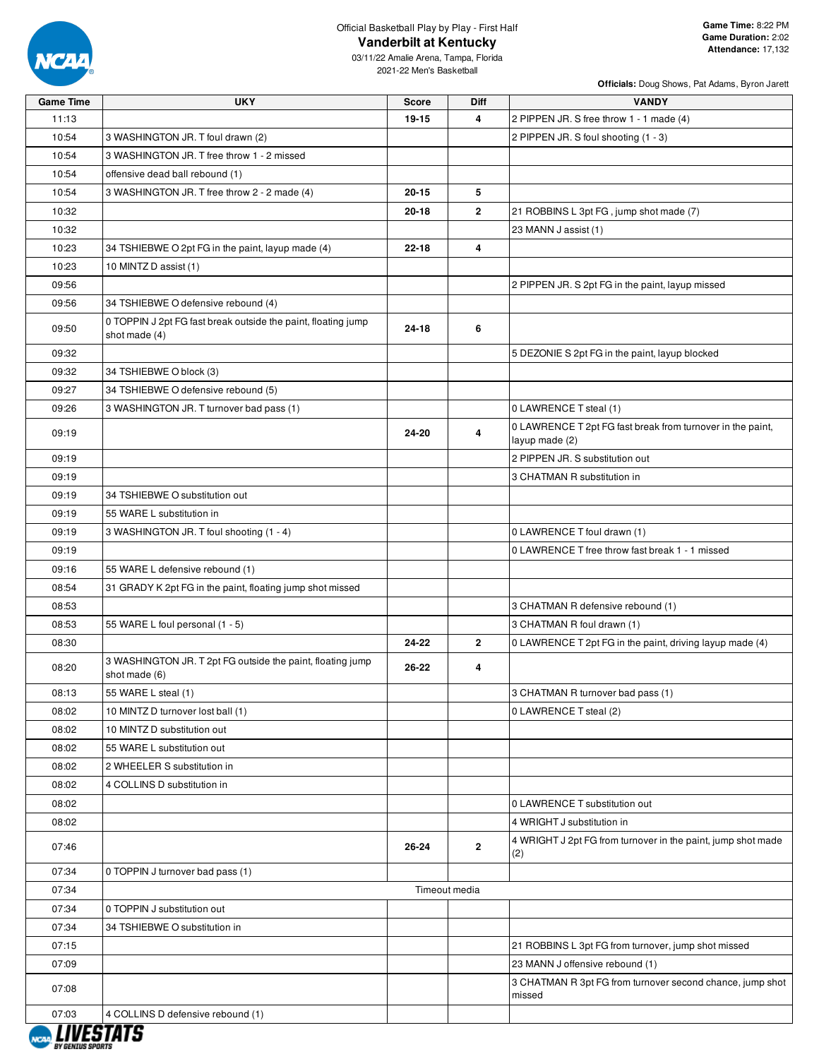Official Basketball Play by Play - First Half

# Vanderbilt at Kentucky

03/11/22 Amalie Arena, Tampa, Florida
2021-22 Men's Basketball

**Game Time:** 8:22 PM
**Game Duration:** 2:02
**Attendance:** 17,132

**Officials:** Doug Shows, Pat Adams, Byron Jarett

| Game Time | UKY | Score | Diff | VANDY |
|---|---|---|---|---|
| 11:13 | | 19-15 | 4 | 2 PIPPEN JR. S free throw 1 - 1 made (4) |
| 10:54 | 3 WASHINGTON JR. T foul drawn (2) | | | 2 PIPPEN JR. S foul shooting (1 - 3) |
| 10:54 | 3 WASHINGTON JR. T free throw 1 - 2 missed | | | |
| 10:54 | offensive dead ball rebound (1) | | | |
| 10:54 | 3 WASHINGTON JR. T free throw 2 - 2 made (4) | 20-15 | 5 | |
| 10:32 | | 20-18 | 2 | 21 ROBBINS L 3pt FG , jump shot made (7) |
| 10:32 | | | | 23 MANN J assist (1) |
| 10:23 | 34 TSHIEBWE O 2pt FG in the paint, layup made (4) | 22-18 | 4 | |
| 10:23 | 10 MINTZ D assist (1) | | | |
| 09:56 | | | | 2 PIPPEN JR. S 2pt FG in the paint, layup missed |
| 09:56 | 34 TSHIEBWE O defensive rebound (4) | | | |
| 09:50 | 0 TOPPIN J 2pt FG fast break outside the paint, floating jump shot made (4) | 24-18 | 6 | |
| 09:32 | | | | 5 DEZONIE S 2pt FG in the paint, layup blocked |
| 09:32 | 34 TSHIEBWE O block (3) | | | |
| 09:27 | 34 TSHIEBWE O defensive rebound (5) | | | |
| 09:26 | 3 WASHINGTON JR. T turnover bad pass (1) | | | 0 LAWRENCE T steal (1) |
| 09:19 | | 24-20 | 4 | 0 LAWRENCE T 2pt FG fast break from turnover in the paint, layup made (2) |
| 09:19 | | | | 2 PIPPEN JR. S substitution out |
| 09:19 | | | | 3 CHATMAN R substitution in |
| 09:19 | 34 TSHIEBWE O substitution out | | | |
| 09:19 | 55 WARE L substitution in | | | |
| 09:19 | 3 WASHINGTON JR. T foul shooting (1 - 4) | | | 0 LAWRENCE T foul drawn (1) |
| 09:19 | | | | 0 LAWRENCE T free throw fast break 1 - 1 missed |
| 09:16 | 55 WARE L defensive rebound (1) | | | |
| 08:54 | 31 GRADY K 2pt FG in the paint, floating jump shot missed | | | |
| 08:53 | | | | 3 CHATMAN R defensive rebound (1) |
| 08:53 | 55 WARE L foul personal (1 - 5) | | | 3 CHATMAN R foul drawn (1) |
| 08:30 | | 24-22 | 2 | 0 LAWRENCE T 2pt FG in the paint, driving layup made (4) |
| 08:20 | 3 WASHINGTON JR. T 2pt FG outside the paint, floating jump shot made (6) | 26-22 | 4 | |
| 08:13 | 55 WARE L steal (1) | | | 3 CHATMAN R turnover bad pass (1) |
| 08:02 | 10 MINTZ D turnover lost ball (1) | | | 0 LAWRENCE T steal (2) |
| 08:02 | 10 MINTZ D substitution out | | | |
| 08:02 | 55 WARE L substitution out | | | |
| 08:02 | 2 WHEELER S substitution in | | | |
| 08:02 | 4 COLLINS D substitution in | | | |
| 08:02 | | | | 0 LAWRENCE T substitution out |
| 08:02 | | | | 4 WRIGHT J substitution in |
| 07:46 | | 26-24 | 2 | 4 WRIGHT J 2pt FG from turnover in the paint, jump shot made (2) |
| 07:34 | 0 TOPPIN J turnover bad pass (1) | | | |
| 07:34 | Timeout media | | | |
| 07:34 | 0 TOPPIN J substitution out | | | |
| 07:34 | 34 TSHIEBWE O substitution in | | | |
| 07:15 | | | | 21 ROBBINS L 3pt FG from turnover, jump shot missed |
| 07:09 | | | | 23 MANN J offensive rebound (1) |
| 07:08 | | | | 3 CHATMAN R 3pt FG from turnover second chance, jump shot missed |
| 07:03 | 4 COLLINS D defensive rebound (1) | | | |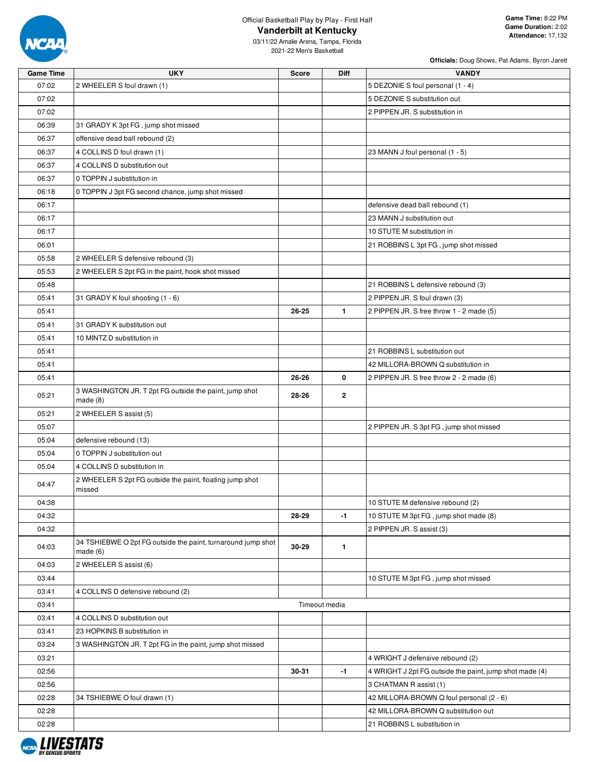Official Basketball Play by Play - First Half

# Vanderbilt at Kentucky

03/11/22 Amalie Arena, Tampa, Florida
2021-22 Men's Basketball

**Game Time:** 8:22 PM
**Game Duration:** 2:02
**Attendance:** 17,132

**Officials:** Doug Shows, Pat Adams, Byron Jarett

| Game Time | UKY | Score | Diff | VANDY |
|---|---|---|---|---|
| 07:02 | 2 WHEELER S foul drawn (1) | | | 5 DEZONIE S foul personal (1 - 4) |
| 07:02 | | | | 5 DEZONIE S substitution out |
| 07:02 | | | | 2 PIPPEN JR. S substitution in |
| 06:39 | 31 GRADY K 3pt FG , jump shot missed | | | |
| 06:37 | offensive dead ball rebound (2) | | | |
| 06:37 | 4 COLLINS D foul drawn (1) | | | 23 MANN J foul personal (1 - 5) |
| 06:37 | 4 COLLINS D substitution out | | | |
| 06:37 | 0 TOPPIN J substitution in | | | |
| 06:18 | 0 TOPPIN J 3pt FG second chance, jump shot missed | | | |
| 06:17 | | | | defensive dead ball rebound (1) |
| 06:17 | | | | 23 MANN J substitution out |
| 06:17 | | | | 10 STUTE M substitution in |
| 06:01 | | | | 21 ROBBINS L 3pt FG , jump shot missed |
| 05:58 | 2 WHEELER S defensive rebound (3) | | | |
| 05:53 | 2 WHEELER S 2pt FG in the paint, hook shot missed | | | |
| 05:48 | | | | 21 ROBBINS L defensive rebound (3) |
| 05:41 | 31 GRADY K foul shooting (1 - 6) | | | 2 PIPPEN JR. S foul drawn (3) |
| 05:41 | | 26-25 | 1 | 2 PIPPEN JR. S free throw 1 - 2 made (5) |
| 05:41 | 31 GRADY K substitution out | | | |
| 05:41 | 10 MINTZ D substitution in | | | |
| 05:41 | | | | 21 ROBBINS L substitution out |
| 05:41 | | | | 42 MILLORA-BROWN Q substitution in |
| 05:41 | | 26-26 | 0 | 2 PIPPEN JR. S free throw 2 - 2 made (6) |
| 05:21 | 3 WASHINGTON JR. T 2pt FG outside the paint, jump shot made (8) | 28-26 | 2 | |
| 05:21 | 2 WHEELER S assist (5) | | | |
| 05:07 | | | | 2 PIPPEN JR. S 3pt FG , jump shot missed |
| 05:04 | defensive rebound (13) | | | |
| 05:04 | 0 TOPPIN J substitution out | | | |
| 05:04 | 4 COLLINS D substitution in | | | |
| 04:47 | 2 WHEELER S 2pt FG outside the paint, floating jump shot missed | | | |
| 04:38 | | | | 10 STUTE M defensive rebound (2) |
| 04:32 | | 28-29 | -1 | 10 STUTE M 3pt FG , jump shot made (8) |
| 04:32 | | | | 2 PIPPEN JR. S assist (3) |
| 04:03 | 34 TSHIEBWE O 2pt FG outside the paint, turnaround jump shot made (6) | 30-29 | 1 | |
| 04:03 | 2 WHEELER S assist (6) | | | |
| 03:44 | | | | 10 STUTE M 3pt FG , jump shot missed |
| 03:41 | 4 COLLINS D defensive rebound (2) | | | |
| 03:41 | Timeout media | | | |
| 03:41 | 4 COLLINS D substitution out | | | |
| 03:41 | 23 HOPKINS B substitution in | | | |
| 03:24 | 3 WASHINGTON JR. T 2pt FG in the paint, jump shot missed | | | |
| 03:21 | | | | 4 WRIGHT J defensive rebound (2) |
| 02:56 | | 30-31 | -1 | 4 WRIGHT J 2pt FG outside the paint, jump shot made (4) |
| 02:56 | | | | 3 CHATMAN R assist (1) |
| 02:28 | 34 TSHIEBWE O foul drawn (1) | | | 42 MILLORA-BROWN Q foul personal (2 - 6) |
| 02:28 | | | | 42 MILLORA-BROWN Q substitution out |
| 02:28 | | | | 21 ROBBINS L substitution in |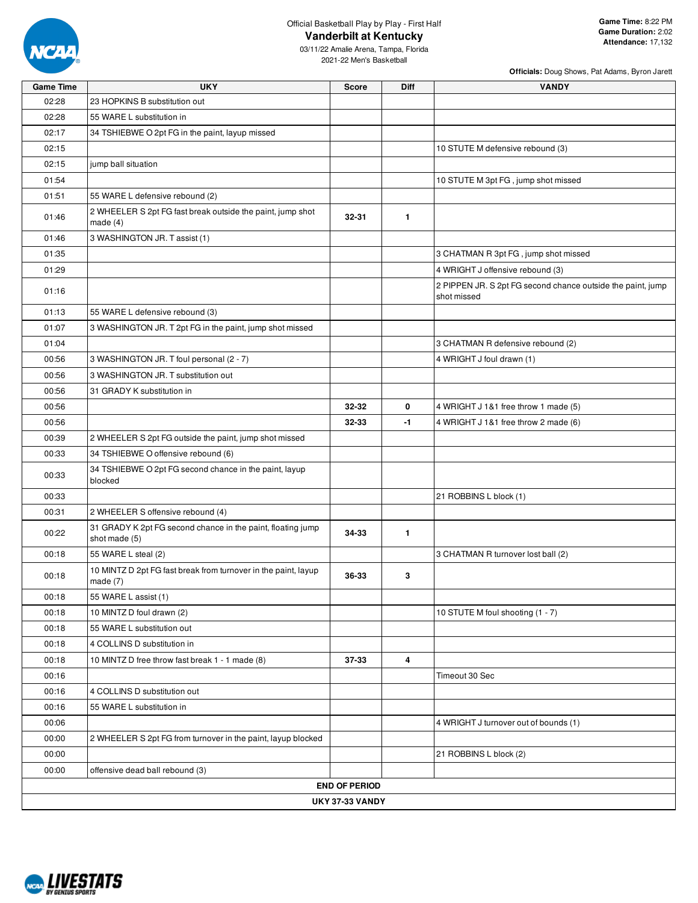Official Basketball Play by Play - First Half

# Vanderbilt at Kentucky

03/11/22 Amalie Arena, Tampa, Florida
2021-22 Men's Basketball

**Game Time:** 8:22 PM
**Game Duration:** 2:02
**Attendance:** 17,132

**Officials:** Doug Shows, Pat Adams, Byron Jarett

| Game Time | UKY | Score | Diff | VANDY |
|---|---|---|---|---|
| 02:28 | 23 HOPKINS B substitution out | | | |
| 02:28 | 55 WARE L substitution in | | | |
| 02:17 | 34 TSHIEBWE O 2pt FG in the paint, layup missed | | | |
| 02:15 | | | | 10 STUTE M defensive rebound (3) |
| 02:15 | jump ball situation | | | |
| 01:54 | | | | 10 STUTE M 3pt FG , jump shot missed |
| 01:51 | 55 WARE L defensive rebound (2) | | | |
| 01:46 | 2 WHEELER S 2pt FG fast break outside the paint, jump shot made (4) | 32-31 | 1 | |
| 01:46 | 3 WASHINGTON JR. T assist (1) | | | |
| 01:35 | | | | 3 CHATMAN R 3pt FG , jump shot missed |
| 01:29 | | | | 4 WRIGHT J offensive rebound (3) |
| 01:16 | | | | 2 PIPPEN JR. S 2pt FG second chance outside the paint, jump shot missed |
| 01:13 | 55 WARE L defensive rebound (3) | | | |
| 01:07 | 3 WASHINGTON JR. T 2pt FG in the paint, jump shot missed | | | |
| 01:04 | | | | 3 CHATMAN R defensive rebound (2) |
| 00:56 | 3 WASHINGTON JR. T foul personal (2 - 7) | | | 4 WRIGHT J foul drawn (1) |
| 00:56 | 3 WASHINGTON JR. T substitution out | | | |
| 00:56 | 31 GRADY K substitution in | | | |
| 00:56 | | 32-32 | 0 | 4 WRIGHT J 1&1 free throw 1 made (5) |
| 00:56 | | 32-33 | -1 | 4 WRIGHT J 1&1 free throw 2 made (6) |
| 00:39 | 2 WHEELER S 2pt FG outside the paint, jump shot missed | | | |
| 00:33 | 34 TSHIEBWE O offensive rebound (6) | | | |
| 00:33 | 34 TSHIEBWE O 2pt FG second chance in the paint, layup blocked | | | |
| 00:33 | | | | 21 ROBBINS L block (1) |
| 00:31 | 2 WHEELER S offensive rebound (4) | | | |
| 00:22 | 31 GRADY K 2pt FG second chance in the paint, floating jump shot made (5) | 34-33 | 1 | |
| 00:18 | 55 WARE L steal (2) | | | 3 CHATMAN R turnover lost ball (2) |
| 00:18 | 10 MINTZ D 2pt FG fast break from turnover in the paint, layup made (7) | 36-33 | 3 | |
| 00:18 | 55 WARE L assist (1) | | | |
| 00:18 | 10 MINTZ D foul drawn (2) | | | 10 STUTE M foul shooting (1 - 7) |
| 00:18 | 55 WARE L substitution out | | | |
| 00:18 | 4 COLLINS D substitution in | | | |
| 00:18 | 10 MINTZ D free throw fast break 1 - 1 made (8) | 37-33 | 4 | |
| 00:16 | | | | Timeout 30 Sec |
| 00:16 | 4 COLLINS D substitution out | | | |
| 00:16 | 55 WARE L substitution in | | | |
| 00:06 | | | | 4 WRIGHT J turnover out of bounds (1) |
| 00:00 | 2 WHEELER S 2pt FG from turnover in the paint, layup blocked | | | |
| 00:00 | | | | 21 ROBBINS L block (2) |
| 00:00 | offensive dead ball rebound (3) | | | |

**END OF PERIOD**

**UKY 37-33 VANDY**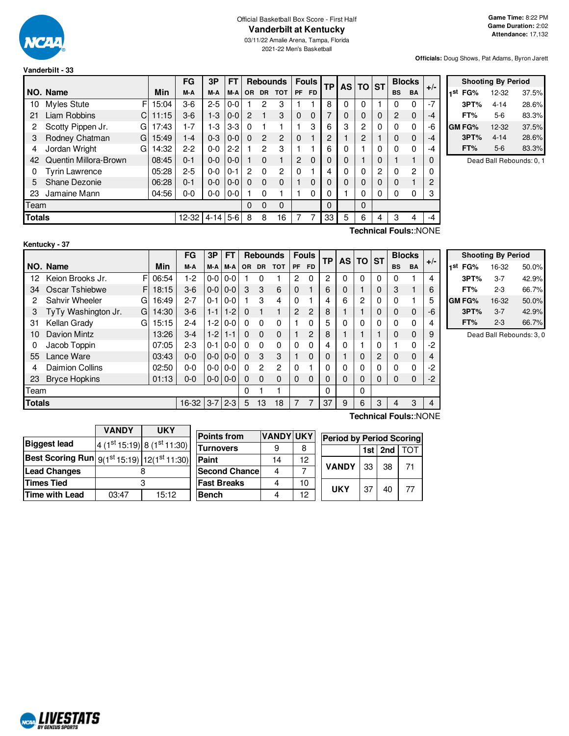Official Basketball Box Score - First Half

# Vanderbilt at Kentucky

03/11/22 Amalie Arena, Tampa, Florida
2021-22 Men's Basketball

**Game Time:** 8:22 PM
**Game Duration:** 2:02
**Attendance:** 17,132

**Officials:** Doug Shows, Pat Adams, Byron Jarett

## Vanderbilt - 33

| NO. | Name | | Min | FG M-A | 3P M-A | FT M-A | Rebounds OR | DR | TOT | Fouls PF | FD | TP | AS | TO | ST | Blocks BS | BA | +/- |
|---|---|---|---|---|---|---|---|---|---|---|---|---|---|---|---|---|---|---|
| 10 | Myles Stute | F | 15:04 | 3-6 | 2-5 | 0-0 | 1 | 2 | 3 | 1 | 1 | 8 | 0 | 0 | 1 | 0 | 0 | -7 |
| 21 | Liam Robbins | C | 11:15 | 3-6 | 1-3 | 0-0 | 2 | 1 | 3 | 0 | 0 | 7 | 0 | 0 | 0 | 2 | 0 | -4 |
| 2 | Scotty Pippen Jr. | G | 17:43 | 1-7 | 1-3 | 3-3 | 0 | 1 | 1 | 1 | 3 | 6 | 3 | 2 | 0 | 0 | 0 | -6 |
| 3 | Rodney Chatman | G | 15:49 | 1-4 | 0-3 | 0-0 | 0 | 2 | 2 | 0 | 1 | 2 | 1 | 2 | 1 | 0 | 0 | -4 |
| 4 | Jordan Wright | G | 14:32 | 2-2 | 0-0 | 2-2 | 1 | 2 | 3 | 1 | 1 | 6 | 0 | 1 | 0 | 0 | 0 | -4 |
| 42 | Quentin Millora-Brown | | 08:45 | 0-1 | 0-0 | 0-0 | 1 | 0 | 1 | 2 | 0 | 0 | 0 | 1 | 0 | 1 | 1 | 0 |
| 0 | Tyrin Lawrence | | 05:28 | 2-5 | 0-0 | 0-1 | 2 | 0 | 2 | 0 | 1 | 4 | 0 | 0 | 2 | 0 | 2 | 0 |
| 5 | Shane Dezonie | | 06:28 | 0-1 | 0-0 | 0-0 | 0 | 0 | 0 | 1 | 0 | 0 | 0 | 0 | 0 | 0 | 1 | 2 |
| 23 | Jamaine Mann | | 04:56 | 0-0 | 0-0 | 0-0 | 1 | 0 | 1 | 1 | 0 | 0 | 1 | 0 | 0 | 0 | 0 | 3 |
| | Team | | | | | | 0 | 0 | 0 | | | 0 | | 0 | | | | |
| | **Totals** | | | 12-32 | 4-14 | 5-6 | 8 | 8 | 16 | 7 | 7 | 33 | 5 | 6 | 4 | 3 | 4 | -4 |

**Technical Fouls:**:NONE

| Shooting By Period | | |
|---|---|---|
| 1st FG% | 12-32 | 37.5% |
| 3PT% | 4-14 | 28.6% |
| FT% | 5-6 | 83.3% |
| GM FG% | 12-32 | 37.5% |
| 3PT% | 4-14 | 28.6% |
| FT% | 5-6 | 83.3% |

Dead Ball Rebounds: 0, 1

## Kentucky - 37

| NO. | Name | | Min | FG M-A | 3P M-A | FT M-A | Rebounds OR | DR | TOT | Fouls PF | FD | TP | AS | TO | ST | Blocks BS | BA | +/- |
|---|---|---|---|---|---|---|---|---|---|---|---|---|---|---|---|---|---|---|
| 12 | Keion Brooks Jr. | F | 06:54 | 1-2 | 0-0 | 0-0 | 1 | 0 | 1 | 2 | 0 | 2 | 0 | 0 | 0 | 0 | 1 | 4 |
| 34 | Oscar Tshiebwe | F | 18:15 | 3-6 | 0-0 | 0-0 | 3 | 3 | 6 | 0 | 1 | 6 | 0 | 1 | 0 | 3 | 1 | 6 |
| 2 | Sahvir Wheeler | G | 16:49 | 2-7 | 0-1 | 0-0 | 1 | 3 | 4 | 0 | 1 | 4 | 6 | 2 | 0 | 0 | 1 | 5 |
| 3 | TyTy Washington Jr. | G | 14:30 | 3-6 | 1-1 | 1-2 | 0 | 1 | 1 | 2 | 2 | 8 | 1 | 1 | 0 | 0 | 0 | -6 |
| 31 | Kellan Grady | G | 15:15 | 2-4 | 1-2 | 0-0 | 0 | 0 | 0 | 1 | 0 | 5 | 0 | 0 | 0 | 0 | 0 | 4 |
| 10 | Davion Mintz | | 13:26 | 3-4 | 1-2 | 1-1 | 0 | 0 | 0 | 1 | 2 | 8 | 1 | 1 | 1 | 0 | 0 | 9 |
| 0 | Jacob Toppin | | 07:05 | 2-3 | 0-1 | 0-0 | 0 | 0 | 0 | 0 | 0 | 4 | 0 | 1 | 0 | 1 | 0 | -2 |
| 55 | Lance Ware | | 03:43 | 0-0 | 0-0 | 0-0 | 0 | 3 | 3 | 1 | 0 | 0 | 1 | 0 | 2 | 0 | 0 | 4 |
| 4 | Daimion Collins | | 02:50 | 0-0 | 0-0 | 0-0 | 0 | 2 | 2 | 0 | 1 | 0 | 0 | 0 | 0 | 0 | 0 | -2 |
| 23 | Bryce Hopkins | | 01:13 | 0-0 | 0-0 | 0-0 | 0 | 0 | 0 | 0 | 0 | 0 | 0 | 0 | 0 | 0 | 0 | -2 |
| | Team | | | | | | 0 | 1 | 1 | | | 0 | | 0 | | | | |
| | **Totals** | | | 16-32 | 3-7 | 2-3 | 5 | 13 | 18 | 7 | 7 | 37 | 9 | 6 | 3 | 4 | 3 | 4 |

**Technical Fouls:**:NONE

| Shooting By Period | | |
|---|---|---|
| 1st FG% | 16-32 | 50.0% |
| 3PT% | 3-7 | 42.9% |
| FT% | 2-3 | 66.7% |
| GM FG% | 16-32 | 50.0% |
| 3PT% | 3-7 | 42.9% |
| FT% | 2-3 | 66.7% |

Dead Ball Rebounds: 3, 0

| | VANDY | UKY |
|---|---|---|
| **Biggest lead** | 4 (1st 15:19) | 8 (1st 11:30) |
| **Best Scoring Run** | 9(1st 15:19) | 12(1st 11:30) |
| **Lead Changes** | 8 | |
| **Times Tied** | 3 | |
| **Time with Lead** | 03:47 | 15:12 |

| Points from | VANDY | UKY |
|---|---|---|
| Turnovers | 9 | 8 |
| Paint | 14 | 12 |
| Second Chance | 4 | 7 |
| Fast Breaks | 4 | 10 |
| Bench | 4 | 12 |

| Period by Period Scoring | 1st | 2nd | TOT |
|---|---|---|---|
| VANDY | 33 | 38 | 71 |
| UKY | 37 | 40 | 77 |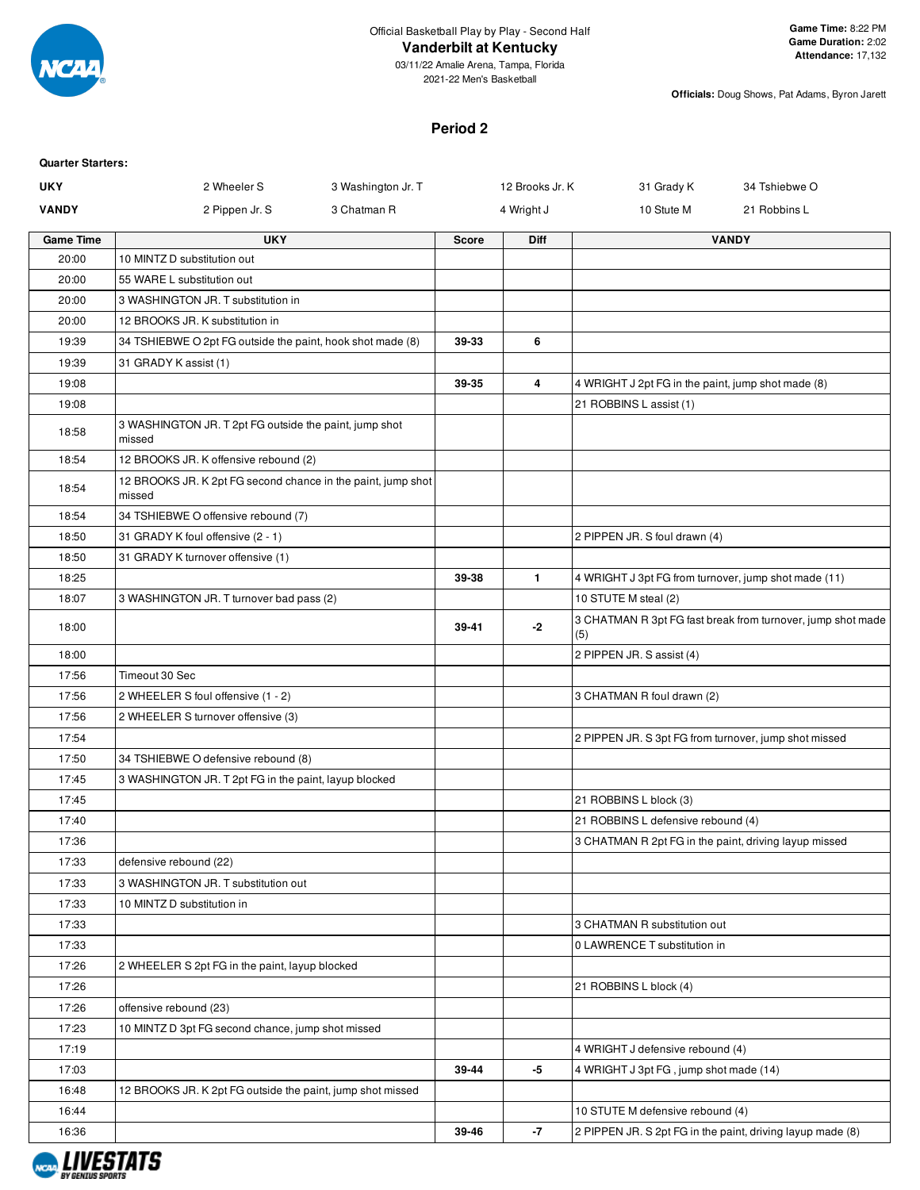Official Basketball Play by Play - Second Half

# Vanderbilt at Kentucky

03/11/22 Amalie Arena, Tampa, Florida
2021-22 Men's Basketball

**Game Time:** 8:22 PM
**Game Duration:** 2:02
**Attendance:** 17,132

**Officials:** Doug Shows, Pat Adams, Byron Jarett

## Period 2

**Quarter Starters:**

| | | | | | |
|---|---|---|---|---|---|
| **UKY** | 2 Wheeler S | 3 Washington Jr. T | 12 Brooks Jr. K | 31 Grady K | 34 Tshiebwe O |
| **VANDY** | 2 Pippen Jr. S | 3 Chatman R | 4 Wright J | 10 Stute M | 21 Robbins L |

| Game Time | UKY | Score | Diff | VANDY |
|---|---|---|---|---|
| 20:00 | 10 MINTZ D substitution out | | | |
| 20:00 | 55 WARE L substitution out | | | |
| 20:00 | 3 WASHINGTON JR. T substitution in | | | |
| 20:00 | 12 BROOKS JR. K substitution in | | | |
| 19:39 | 34 TSHIEBWE O 2pt FG outside the paint, hook shot made (8) | **39-33** | **6** | |
| 19:39 | 31 GRADY K assist (1) | | | |
| 19:08 | | **39-35** | **4** | 4 WRIGHT J 2pt FG in the paint, jump shot made (8) |
| 19:08 | | | | 21 ROBBINS L assist (1) |
| 18:58 | 3 WASHINGTON JR. T 2pt FG outside the paint, jump shot missed | | | |
| 18:54 | 12 BROOKS JR. K offensive rebound (2) | | | |
| 18:54 | 12 BROOKS JR. K 2pt FG second chance in the paint, jump shot missed | | | |
| 18:54 | 34 TSHIEBWE O offensive rebound (7) | | | |
| 18:50 | 31 GRADY K foul offensive (2 - 1) | | | 2 PIPPEN JR. S foul drawn (4) |
| 18:50 | 31 GRADY K turnover offensive (1) | | | |
| 18:25 | | **39-38** | **1** | 4 WRIGHT J 3pt FG from turnover, jump shot made (11) |
| 18:07 | 3 WASHINGTON JR. T turnover bad pass (2) | | | 10 STUTE M steal (2) |
| 18:00 | | **39-41** | **-2** | 3 CHATMAN R 3pt FG fast break from turnover, jump shot made (5) |
| 18:00 | | | | 2 PIPPEN JR. S assist (4) |
| 17:56 | Timeout 30 Sec | | | |
| 17:56 | 2 WHEELER S foul offensive (1 - 2) | | | 3 CHATMAN R foul drawn (2) |
| 17:56 | 2 WHEELER S turnover offensive (3) | | | |
| 17:54 | | | | 2 PIPPEN JR. S 3pt FG from turnover, jump shot missed |
| 17:50 | 34 TSHIEBWE O defensive rebound (8) | | | |
| 17:45 | 3 WASHINGTON JR. T 2pt FG in the paint, layup blocked | | | |
| 17:45 | | | | 21 ROBBINS L block (3) |
| 17:40 | | | | 21 ROBBINS L defensive rebound (4) |
| 17:36 | | | | 3 CHATMAN R 2pt FG in the paint, driving layup missed |
| 17:33 | defensive rebound (22) | | | |
| 17:33 | 3 WASHINGTON JR. T substitution out | | | |
| 17:33 | 10 MINTZ D substitution in | | | |
| 17:33 | | | | 3 CHATMAN R substitution out |
| 17:33 | | | | 0 LAWRENCE T substitution in |
| 17:26 | 2 WHEELER S 2pt FG in the paint, layup blocked | | | |
| 17:26 | | | | 21 ROBBINS L block (4) |
| 17:26 | offensive rebound (23) | | | |
| 17:23 | 10 MINTZ D 3pt FG second chance, jump shot missed | | | |
| 17:19 | | | | 4 WRIGHT J defensive rebound (4) |
| 17:03 | | **39-44** | **-5** | 4 WRIGHT J 3pt FG , jump shot made (14) |
| 16:48 | 12 BROOKS JR. K 2pt FG outside the paint, jump shot missed | | | |
| 16:44 | | | | 10 STUTE M defensive rebound (4) |
| 16:36 | | **39-46** | **-7** | 2 PIPPEN JR. S 2pt FG in the paint, driving layup made (8) |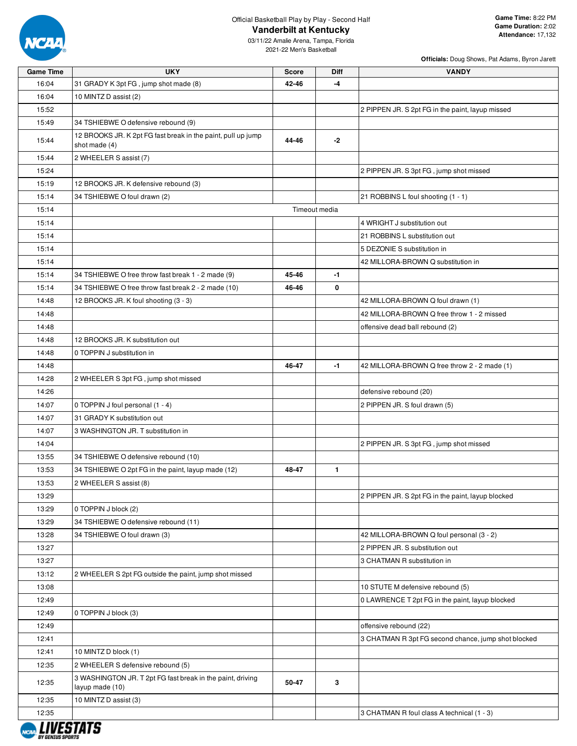Official Basketball Play by Play - Second Half

# Vanderbilt at Kentucky

03/11/22 Amalie Arena, Tampa, Florida
2021-22 Men's Basketball

**Game Time:** 8:22 PM
**Game Duration:** 2:02
**Attendance:** 17,132

**Officials:** Doug Shows, Pat Adams, Byron Jarett

| Game Time | UKY | Score | Diff | VANDY |
|---|---|---|---|---|
| 16:04 | 31 GRADY K 3pt FG , jump shot made (8) | 42-46 | -4 | |
| 16:04 | 10 MINTZ D assist (2) | | | |
| 15:52 | | | | 2 PIPPEN JR. S 2pt FG in the paint, layup missed |
| 15:49 | 34 TSHIEBWE O defensive rebound (9) | | | |
| 15:44 | 12 BROOKS JR. K 2pt FG fast break in the paint, pull up jump shot made (4) | 44-46 | -2 | |
| 15:44 | 2 WHEELER S assist (7) | | | |
| 15:24 | | | | 2 PIPPEN JR. S 3pt FG , jump shot missed |
| 15:19 | 12 BROOKS JR. K defensive rebound (3) | | | |
| 15:14 | 34 TSHIEBWE O foul drawn (2) | | | 21 ROBBINS L foul shooting (1 - 1) |
| 15:14 | Timeout media | | | |
| 15:14 | | | | 4 WRIGHT J substitution out |
| 15:14 | | | | 21 ROBBINS L substitution out |
| 15:14 | | | | 5 DEZONIE S substitution in |
| 15:14 | | | | 42 MILLORA-BROWN Q substitution in |
| 15:14 | 34 TSHIEBWE O free throw fast break 1 - 2 made (9) | 45-46 | -1 | |
| 15:14 | 34 TSHIEBWE O free throw fast break 2 - 2 made (10) | 46-46 | 0 | |
| 14:48 | 12 BROOKS JR. K foul shooting (3 - 3) | | | 42 MILLORA-BROWN Q foul drawn (1) |
| 14:48 | | | | 42 MILLORA-BROWN Q free throw 1 - 2 missed |
| 14:48 | | | | offensive dead ball rebound (2) |
| 14:48 | 12 BROOKS JR. K substitution out | | | |
| 14:48 | 0 TOPPIN J substitution in | | | |
| 14:48 | | 46-47 | -1 | 42 MILLORA-BROWN Q free throw 2 - 2 made (1) |
| 14:28 | 2 WHEELER S 3pt FG , jump shot missed | | | |
| 14:26 | | | | defensive rebound (20) |
| 14:07 | 0 TOPPIN J foul personal (1 - 4) | | | 2 PIPPEN JR. S foul drawn (5) |
| 14:07 | 31 GRADY K substitution out | | | |
| 14:07 | 3 WASHINGTON JR. T substitution in | | | |
| 14:04 | | | | 2 PIPPEN JR. S 3pt FG , jump shot missed |
| 13:55 | 34 TSHIEBWE O defensive rebound (10) | | | |
| 13:53 | 34 TSHIEBWE O 2pt FG in the paint, layup made (12) | 48-47 | 1 | |
| 13:53 | 2 WHEELER S assist (8) | | | |
| 13:29 | | | | 2 PIPPEN JR. S 2pt FG in the paint, layup blocked |
| 13:29 | 0 TOPPIN J block (2) | | | |
| 13:29 | 34 TSHIEBWE O defensive rebound (11) | | | |
| 13:28 | 34 TSHIEBWE O foul drawn (3) | | | 42 MILLORA-BROWN Q foul personal (3 - 2) |
| 13:27 | | | | 2 PIPPEN JR. S substitution out |
| 13:27 | | | | 3 CHATMAN R substitution in |
| 13:12 | 2 WHEELER S 2pt FG outside the paint, jump shot missed | | | |
| 13:08 | | | | 10 STUTE M defensive rebound (5) |
| 12:49 | | | | 0 LAWRENCE T 2pt FG in the paint, layup blocked |
| 12:49 | 0 TOPPIN J block (3) | | | |
| 12:49 | | | | offensive rebound (22) |
| 12:41 | | | | 3 CHATMAN R 3pt FG second chance, jump shot blocked |
| 12:41 | 10 MINTZ D block (1) | | | |
| 12:35 | 2 WHEELER S defensive rebound (5) | | | |
| 12:35 | 3 WASHINGTON JR. T 2pt FG fast break in the paint, driving layup made (10) | 50-47 | 3 | |
| 12:35 | 10 MINTZ D assist (3) | | | |
| 12:35 | | | | 3 CHATMAN R foul class A technical (1 - 3) |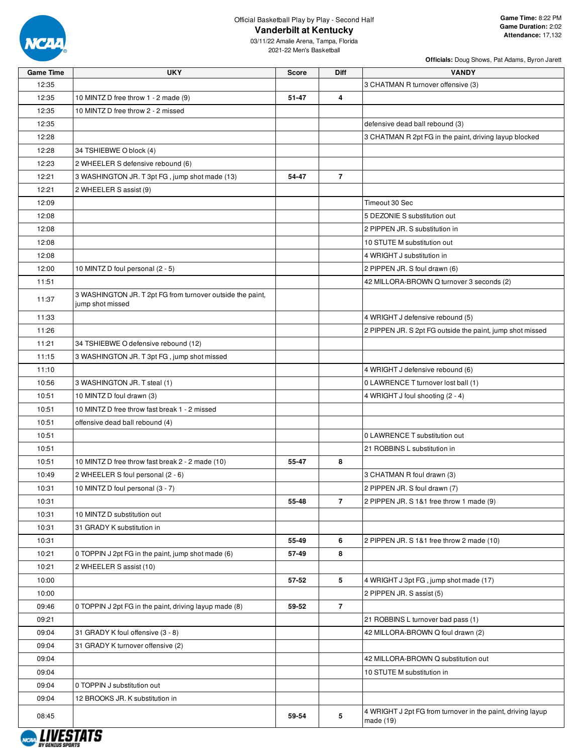Official Basketball Play by Play - Second Half

# Vanderbilt at Kentucky

03/11/22 Amalie Arena, Tampa, Florida
2021-22 Men's Basketball

**Game Time:** 8:22 PM
**Game Duration:** 2:02
**Attendance:** 17,132

**Officials:** Doug Shows, Pat Adams, Byron Jarett

| Game Time | UKY | Score | Diff | VANDY |
|---|---|---|---|---|
| 12:35 | | | | 3 CHATMAN R turnover offensive (3) |
| 12:35 | 10 MINTZ D free throw 1 - 2 made (9) | 51-47 | 4 | |
| 12:35 | 10 MINTZ D free throw 2 - 2 missed | | | |
| 12:35 | | | | defensive dead ball rebound (3) |
| 12:28 | | | | 3 CHATMAN R 2pt FG in the paint, driving layup blocked |
| 12:28 | 34 TSHIEBWE O block (4) | | | |
| 12:23 | 2 WHEELER S defensive rebound (6) | | | |
| 12:21 | 3 WASHINGTON JR. T 3pt FG , jump shot made (13) | 54-47 | 7 | |
| 12:21 | 2 WHEELER S assist (9) | | | |
| 12:09 | | | | Timeout 30 Sec |
| 12:08 | | | | 5 DEZONIE S substitution out |
| 12:08 | | | | 2 PIPPEN JR. S substitution in |
| 12:08 | | | | 10 STUTE M substitution out |
| 12:08 | | | | 4 WRIGHT J substitution in |
| 12:00 | 10 MINTZ D foul personal (2 - 5) | | | 2 PIPPEN JR. S foul drawn (6) |
| 11:51 | | | | 42 MILLORA-BROWN Q turnover 3 seconds (2) |
| 11:37 | 3 WASHINGTON JR. T 2pt FG from turnover outside the paint, jump shot missed | | | |
| 11:33 | | | | 4 WRIGHT J defensive rebound (5) |
| 11:26 | | | | 2 PIPPEN JR. S 2pt FG outside the paint, jump shot missed |
| 11:21 | 34 TSHIEBWE O defensive rebound (12) | | | |
| 11:15 | 3 WASHINGTON JR. T 3pt FG , jump shot missed | | | |
| 11:10 | | | | 4 WRIGHT J defensive rebound (6) |
| 10:56 | 3 WASHINGTON JR. T steal (1) | | | 0 LAWRENCE T turnover lost ball (1) |
| 10:51 | 10 MINTZ D foul drawn (3) | | | 4 WRIGHT J foul shooting (2 - 4) |
| 10:51 | 10 MINTZ D free throw fast break 1 - 2 missed | | | |
| 10:51 | offensive dead ball rebound (4) | | | |
| 10:51 | | | | 0 LAWRENCE T substitution out |
| 10:51 | | | | 21 ROBBINS L substitution in |
| 10:51 | 10 MINTZ D free throw fast break 2 - 2 made (10) | 55-47 | 8 | |
| 10:49 | 2 WHEELER S foul personal (2 - 6) | | | 3 CHATMAN R foul drawn (3) |
| 10:31 | 10 MINTZ D foul personal (3 - 7) | | | 2 PIPPEN JR. S foul drawn (7) |
| 10:31 | | 55-48 | 7 | 2 PIPPEN JR. S 1&1 free throw 1 made (9) |
| 10:31 | 10 MINTZ D substitution out | | | |
| 10:31 | 31 GRADY K substitution in | | | |
| 10:31 | | 55-49 | 6 | 2 PIPPEN JR. S 1&1 free throw 2 made (10) |
| 10:21 | 0 TOPPIN J 2pt FG in the paint, jump shot made (6) | 57-49 | 8 | |
| 10:21 | 2 WHEELER S assist (10) | | | |
| 10:00 | | 57-52 | 5 | 4 WRIGHT J 3pt FG , jump shot made (17) |
| 10:00 | | | | 2 PIPPEN JR. S assist (5) |
| 09:46 | 0 TOPPIN J 2pt FG in the paint, driving layup made (8) | 59-52 | 7 | |
| 09:21 | | | | 21 ROBBINS L turnover bad pass (1) |
| 09:04 | 31 GRADY K foul offensive (3 - 8) | | | 42 MILLORA-BROWN Q foul drawn (2) |
| 09:04 | 31 GRADY K turnover offensive (2) | | | |
| 09:04 | | | | 42 MILLORA-BROWN Q substitution out |
| 09:04 | | | | 10 STUTE M substitution in |
| 09:04 | 0 TOPPIN J substitution out | | | |
| 09:04 | 12 BROOKS JR. K substitution in | | | |
| 08:45 | | 59-54 | 5 | 4 WRIGHT J 2pt FG from turnover in the paint, driving layup made (19) |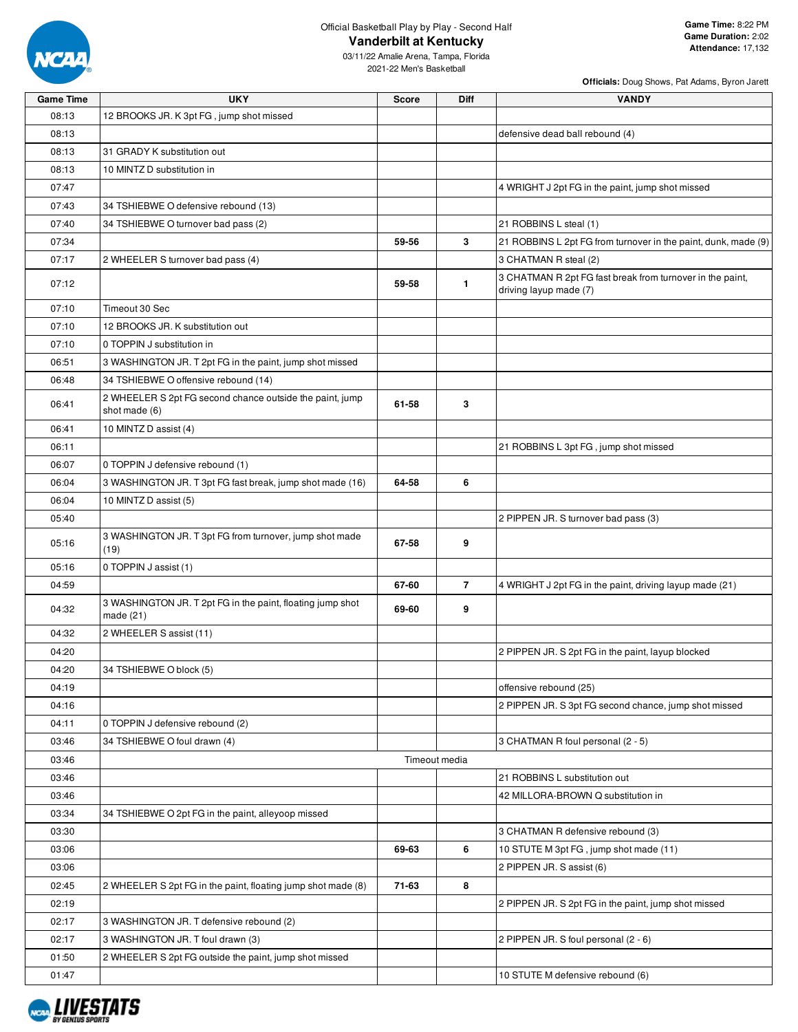Official Basketball Play by Play - Second Half

# Vanderbilt at Kentucky

03/11/22 Amalie Arena, Tampa, Florida
2021-22 Men's Basketball

**Game Time:** 8:22 PM
**Game Duration:** 2:02
**Attendance:** 17,132

**Officials:** Doug Shows, Pat Adams, Byron Jarett

| Game Time | UKY | Score | Diff | VANDY |
|---|---|---|---|---|
| 08:13 | 12 BROOKS JR. K 3pt FG , jump shot missed | | | |
| 08:13 | | | | defensive dead ball rebound (4) |
| 08:13 | 31 GRADY K substitution out | | | |
| 08:13 | 10 MINTZ D substitution in | | | |
| 07:47 | | | | 4 WRIGHT J 2pt FG in the paint, jump shot missed |
| 07:43 | 34 TSHIEBWE O defensive rebound (13) | | | |
| 07:40 | 34 TSHIEBWE O turnover bad pass (2) | | | 21 ROBBINS L steal (1) |
| 07:34 | | 59-56 | 3 | 21 ROBBINS L 2pt FG from turnover in the paint, dunk, made (9) |
| 07:17 | 2 WHEELER S turnover bad pass (4) | | | 3 CHATMAN R steal (2) |
| 07:12 | | 59-58 | 1 | 3 CHATMAN R 2pt FG fast break from turnover in the paint, driving layup made (7) |
| 07:10 | Timeout 30 Sec | | | |
| 07:10 | 12 BROOKS JR. K substitution out | | | |
| 07:10 | 0 TOPPIN J substitution in | | | |
| 06:51 | 3 WASHINGTON JR. T 2pt FG in the paint, jump shot missed | | | |
| 06:48 | 34 TSHIEBWE O offensive rebound (14) | | | |
| 06:41 | 2 WHEELER S 2pt FG second chance outside the paint, jump shot made (6) | 61-58 | 3 | |
| 06:41 | 10 MINTZ D assist (4) | | | |
| 06:11 | | | | 21 ROBBINS L 3pt FG , jump shot missed |
| 06:07 | 0 TOPPIN J defensive rebound (1) | | | |
| 06:04 | 3 WASHINGTON JR. T 3pt FG fast break, jump shot made (16) | 64-58 | 6 | |
| 06:04 | 10 MINTZ D assist (5) | | | |
| 05:40 | | | | 2 PIPPEN JR. S turnover bad pass (3) |
| 05:16 | 3 WASHINGTON JR. T 3pt FG from turnover, jump shot made (19) | 67-58 | 9 | |
| 05:16 | 0 TOPPIN J assist (1) | | | |
| 04:59 | | 67-60 | 7 | 4 WRIGHT J 2pt FG in the paint, driving layup made (21) |
| 04:32 | 3 WASHINGTON JR. T 2pt FG in the paint, floating jump shot made (21) | 69-60 | 9 | |
| 04:32 | 2 WHEELER S assist (11) | | | |
| 04:20 | | | | 2 PIPPEN JR. S 2pt FG in the paint, layup blocked |
| 04:20 | 34 TSHIEBWE O block (5) | | | |
| 04:19 | | | | offensive rebound (25) |
| 04:16 | | | | 2 PIPPEN JR. S 3pt FG second chance, jump shot missed |
| 04:11 | 0 TOPPIN J defensive rebound (2) | | | |
| 03:46 | 34 TSHIEBWE O foul drawn (4) | | | 3 CHATMAN R foul personal (2 - 5) |
| 03:46 | | Timeout media | | |
| 03:46 | | | | 21 ROBBINS L substitution out |
| 03:46 | | | | 42 MILLORA-BROWN Q substitution in |
| 03:34 | 34 TSHIEBWE O 2pt FG in the paint, alleyoop missed | | | |
| 03:30 | | | | 3 CHATMAN R defensive rebound (3) |
| 03:06 | | 69-63 | 6 | 10 STUTE M 3pt FG , jump shot made (11) |
| 03:06 | | | | 2 PIPPEN JR. S assist (6) |
| 02:45 | 2 WHEELER S 2pt FG in the paint, floating jump shot made (8) | 71-63 | 8 | |
| 02:19 | | | | 2 PIPPEN JR. S 2pt FG in the paint, jump shot missed |
| 02:17 | 3 WASHINGTON JR. T defensive rebound (2) | | | |
| 02:17 | 3 WASHINGTON JR. T foul drawn (3) | | | 2 PIPPEN JR. S foul personal (2 - 6) |
| 01:50 | 2 WHEELER S 2pt FG outside the paint, jump shot missed | | | |
| 01:47 | | | | 10 STUTE M defensive rebound (6) |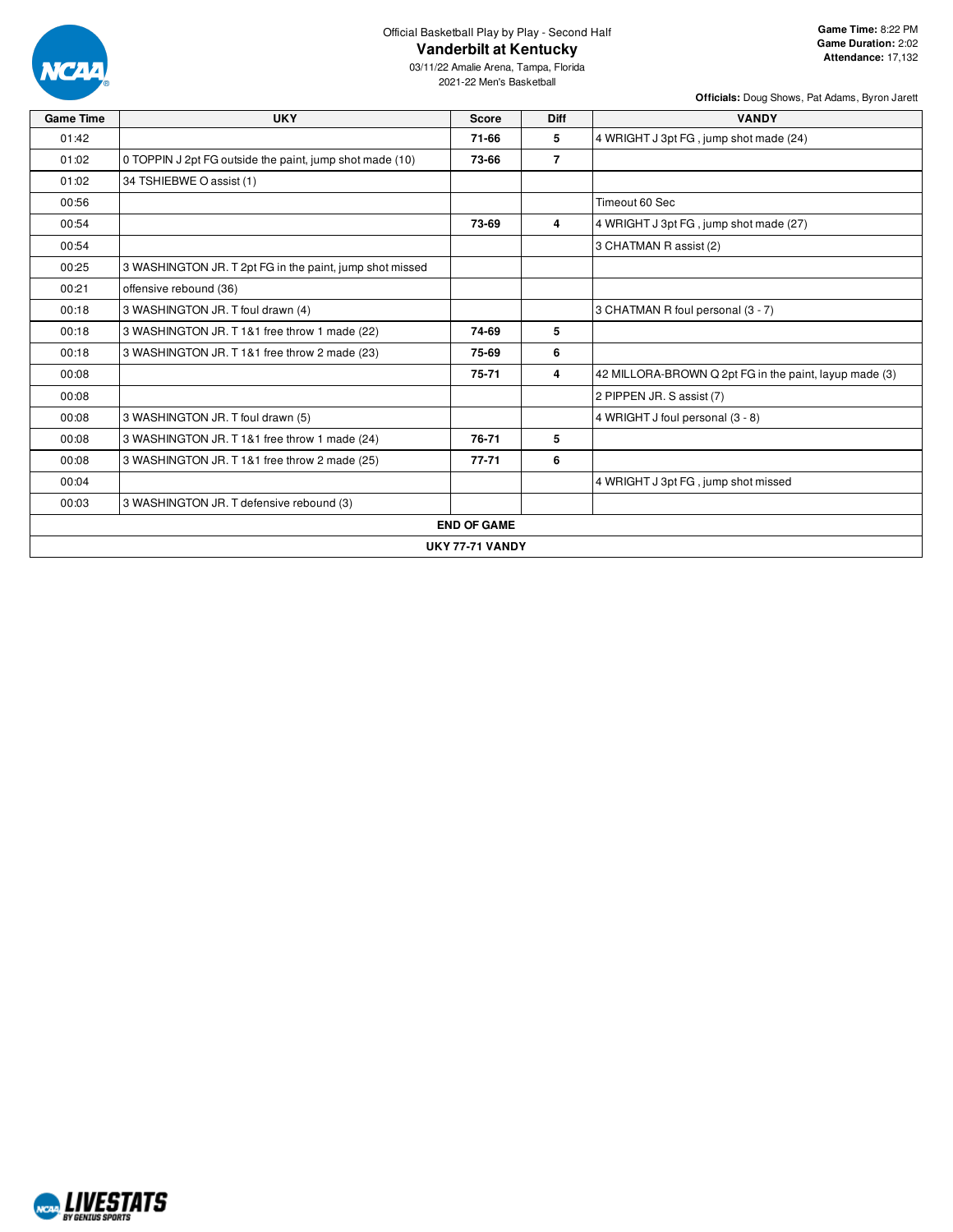Official Basketball Play by Play - Second Half

# Vanderbilt at Kentucky

03/11/22 Amalie Arena, Tampa, Florida
2021-22 Men's Basketball

**Game Time:** 8:22 PM
**Game Duration:** 2:02
**Attendance:** 17,132

**Officials:** Doug Shows, Pat Adams, Byron Jarett

| Game Time | UKY | Score | Diff | VANDY |
|---|---|---|---|---|
| 01:42 | | 71-66 | 5 | 4 WRIGHT J 3pt FG , jump shot made (24) |
| 01:02 | 0 TOPPIN J 2pt FG outside the paint, jump shot made (10) | 73-66 | 7 | |
| 01:02 | 34 TSHIEBWE O assist (1) | | | |
| 00:56 | | | | Timeout 60 Sec |
| 00:54 | | 73-69 | 4 | 4 WRIGHT J 3pt FG , jump shot made (27) |
| 00:54 | | | | 3 CHATMAN R assist (2) |
| 00:25 | 3 WASHINGTON JR. T 2pt FG in the paint, jump shot missed | | | |
| 00:21 | offensive rebound (36) | | | |
| 00:18 | 3 WASHINGTON JR. T foul drawn (4) | | | 3 CHATMAN R foul personal (3 - 7) |
| 00:18 | 3 WASHINGTON JR. T 1&1 free throw 1 made (22) | 74-69 | 5 | |
| 00:18 | 3 WASHINGTON JR. T 1&1 free throw 2 made (23) | 75-69 | 6 | |
| 00:08 | | 75-71 | 4 | 42 MILLORA-BROWN Q 2pt FG in the paint, layup made (3) |
| 00:08 | | | | 2 PIPPEN JR. S assist (7) |
| 00:08 | 3 WASHINGTON JR. T foul drawn (5) | | | 4 WRIGHT J foul personal (3 - 8) |
| 00:08 | 3 WASHINGTON JR. T 1&1 free throw 1 made (24) | 76-71 | 5 | |
| 00:08 | 3 WASHINGTON JR. T 1&1 free throw 2 made (25) | 77-71 | 6 | |
| 00:04 | | | | 4 WRIGHT J 3pt FG , jump shot missed |
| 00:03 | 3 WASHINGTON JR. T defensive rebound (3) | | | |

**END OF GAME**

**UKY 77-71 VANDY**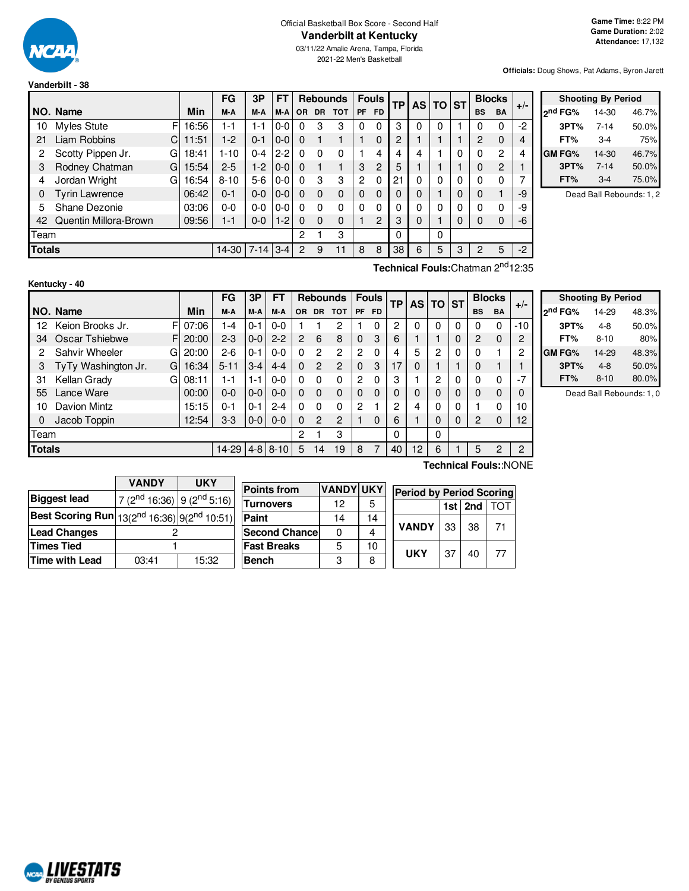Official Basketball Box Score - Second Half

# Vanderbilt at Kentucky

03/11/22 Amalie Arena, Tampa, Florida

2021-22 Men's Basketball

**Game Time:** 8:22 PM
**Game Duration:** 2:02
**Attendance:** 17,132

**Officials:** Doug Shows, Pat Adams, Byron Jarett

## Vanderbilt - 38

| NO. | Name | | Min | FG M-A | 3P M-A | FT M-A | Rebounds OR | DR | TOT | Fouls PF | FD | TP | AS | TO | ST | Blocks BS | BA | +/- |
|---|---|---|---|---|---|---|---|---|---|---|---|---|---|---|---|---|---|---|
| 10 | Myles Stute | F | 16:56 | 1-1 | 1-1 | 0-0 | 0 | 3 | 3 | 0 | 0 | 3 | 0 | 0 | 1 | 0 | 0 | -2 |
| 21 | Liam Robbins | C | 11:51 | 1-2 | 0-1 | 0-0 | 0 | 1 | 1 | 1 | 0 | 2 | 1 | 1 | 1 | 2 | 0 | 4 |
| 2 | Scotty Pippen Jr. | G | 18:41 | 1-10 | 0-4 | 2-2 | 0 | 0 | 0 | 1 | 4 | 4 | 4 | 1 | 0 | 0 | 2 | 4 |
| 3 | Rodney Chatman | G | 15:54 | 2-5 | 1-2 | 0-0 | 0 | 1 | 1 | 3 | 2 | 5 | 1 | 1 | 1 | 0 | 2 | 1 |
| 4 | Jordan Wright | G | 16:54 | 8-10 | 5-6 | 0-0 | 0 | 3 | 3 | 2 | 0 | 21 | 0 | 0 | 0 | 0 | 0 | 7 |
| 0 | Tyrin Lawrence | | 06:42 | 0-1 | 0-0 | 0-0 | 0 | 0 | 0 | 0 | 0 | 0 | 0 | 1 | 0 | 0 | 1 | -9 |
| 5 | Shane Dezonie | | 03:06 | 0-0 | 0-0 | 0-0 | 0 | 0 | 0 | 0 | 0 | 0 | 0 | 0 | 0 | 0 | 0 | -9 |
| 42 | Quentin Millora-Brown | | 09:56 | 1-1 | 0-0 | 1-2 | 0 | 0 | 0 | 1 | 2 | 3 | 0 | 1 | 0 | 0 | 0 | -6 |
| | Team | | | | | | 2 | 1 | 3 | | | 0 | | 0 | | | | |
| | **Totals** | | | 14-30 | 7-14 | 3-4 | 2 | 9 | 11 | 8 | 8 | 38 | 6 | 5 | 3 | 2 | 5 | -2 |

**Technical Fouls:** Chatman 2nd 12:35

| Shooting By Period | | |
|---|---|---|
| 2nd FG% | 14-30 | 46.7% |
| 3PT% | 7-14 | 50.0% |
| FT% | 3-4 | 75% |
| GM FG% | 14-30 | 46.7% |
| 3PT% | 7-14 | 50.0% |
| FT% | 3-4 | 75.0% |

Dead Ball Rebounds: 1, 2

## Kentucky - 40

| NO. | Name | | Min | FG M-A | 3P M-A | FT M-A | Rebounds OR | DR | TOT | Fouls PF | FD | TP | AS | TO | ST | Blocks BS | BA | +/- |
|---|---|---|---|---|---|---|---|---|---|---|---|---|---|---|---|---|---|---|
| 12 | Keion Brooks Jr. | F | 07:06 | 1-4 | 0-1 | 0-0 | 1 | 1 | 2 | 1 | 0 | 2 | 0 | 0 | 0 | 0 | 0 | -10 |
| 34 | Oscar Tshiebwe | F | 20:00 | 2-3 | 0-0 | 2-2 | 2 | 6 | 8 | 0 | 3 | 6 | 1 | 1 | 0 | 2 | 0 | 2 |
| 2 | Sahvir Wheeler | G | 20:00 | 2-6 | 0-1 | 0-0 | 0 | 2 | 2 | 2 | 0 | 4 | 5 | 2 | 0 | 0 | 1 | 2 |
| 3 | TyTy Washington Jr. | G | 16:34 | 5-11 | 3-4 | 4-4 | 0 | 2 | 2 | 0 | 3 | 17 | 0 | 1 | 1 | 0 | 1 | 1 |
| 31 | Kellan Grady | G | 08:11 | 1-1 | 1-1 | 0-0 | 0 | 0 | 0 | 2 | 0 | 3 | 1 | 2 | 0 | 0 | 0 | -7 |
| 55 | Lance Ware | | 00:00 | 0-0 | 0-0 | 0-0 | 0 | 0 | 0 | 0 | 0 | 0 | 0 | 0 | 0 | 0 | 0 | 0 |
| 10 | Davion Mintz | | 15:15 | 0-1 | 0-1 | 2-4 | 0 | 0 | 0 | 2 | 1 | 2 | 4 | 0 | 0 | 1 | 0 | 10 |
| 0 | Jacob Toppin | | 12:54 | 3-3 | 0-0 | 0-0 | 0 | 2 | 2 | 1 | 0 | 6 | 1 | 0 | 0 | 2 | 0 | 12 |
| | Team | | | | | | 2 | 1 | 3 | | | 0 | | 0 | | | | |
| | **Totals** | | | 14-29 | 4-8 | 8-10 | 5 | 14 | 19 | 8 | 7 | 40 | 12 | 6 | 1 | 5 | 2 | 2 |

**Technical Fouls:** :NONE

| Shooting By Period | | |
|---|---|---|
| 2nd FG% | 14-29 | 48.3% |
| 3PT% | 4-8 | 50.0% |
| FT% | 8-10 | 80% |
| GM FG% | 14-29 | 48.3% |
| 3PT% | 4-8 | 50.0% |
| FT% | 8-10 | 80.0% |

Dead Ball Rebounds: 1, 0

| | VANDY | UKY |
|---|---|---|
| **Biggest lead** | 7 (2nd 16:36) | 9 (2nd 5:16) |
| **Best Scoring Run** | 13(2nd 16:36) | 9(2nd 10:51) |
| **Lead Changes** | 2 | |
| **Times Tied** | 1 | |
| **Time with Lead** | 03:41 | 15:32 |

| Points from | VANDY | UKY |
|---|---|---|
| Turnovers | 12 | 5 |
| Paint | 14 | 14 |
| Second Chance | 0 | 4 |
| Fast Breaks | 5 | 10 |
| Bench | 3 | 8 |

| Period by Period Scoring | 1st | 2nd | TOT |
|---|---|---|---|
| VANDY | 33 | 38 | 71 |
| UKY | 37 | 40 | 77 |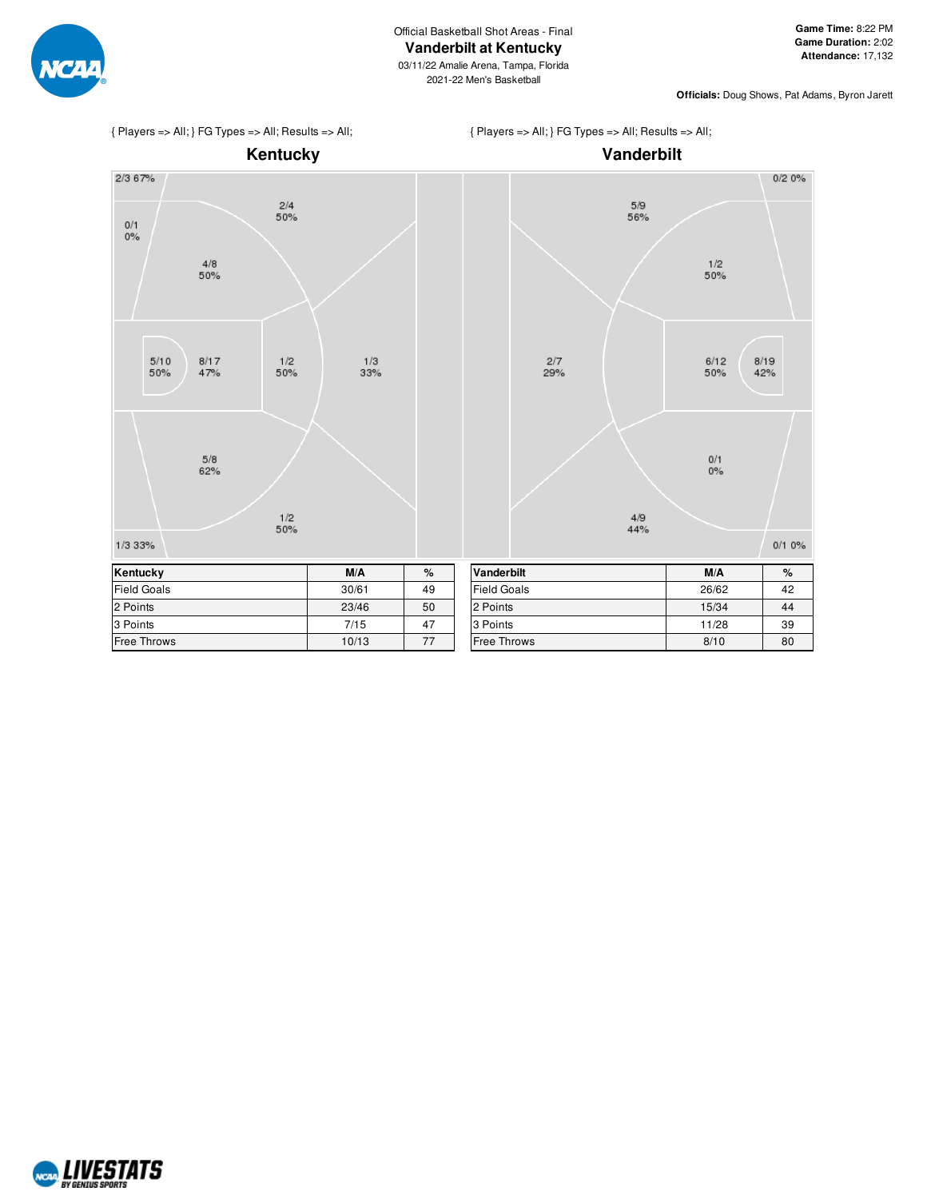Official Basketball Shot Areas - Final

# Vanderbilt at Kentucky

03/11/22 Amalie Arena, Tampa, Florida

2021-22 Men's Basketball

**Game Time:** 8:22 PM
**Game Duration:** 2:02
**Attendance:** 17,132

**Officials:** Doug Shows, Pat Adams, Byron Jarett

{ Players => All; } FG Types => All; Results => All;

## Kentucky

2/3 67%

0/1 0%

2/4 50%

4/8 50%

5/10 50%

8/17 47%

1/2 50%

1/3 33%

5/8 62%

1/2 50%

1/3 33%

{ Players => All; } FG Types => All; Results => All;

## Vanderbilt

0/2 0%

5/9 56%

1/2 50%

2/7 29%

6/12 50%

8/19 42%

0/1 0%

4/9 44%

0/1 0%

| Kentucky | M/A | % |
|---|---|---|
| Field Goals | 30/61 | 49 |
| 2 Points | 23/46 | 50 |
| 3 Points | 7/15 | 47 |
| Free Throws | 10/13 | 77 |

| Vanderbilt | M/A | % |
|---|---|---|
| Field Goals | 26/62 | 42 |
| 2 Points | 15/34 | 44 |
| 3 Points | 11/28 | 39 |
| Free Throws | 8/10 | 80 |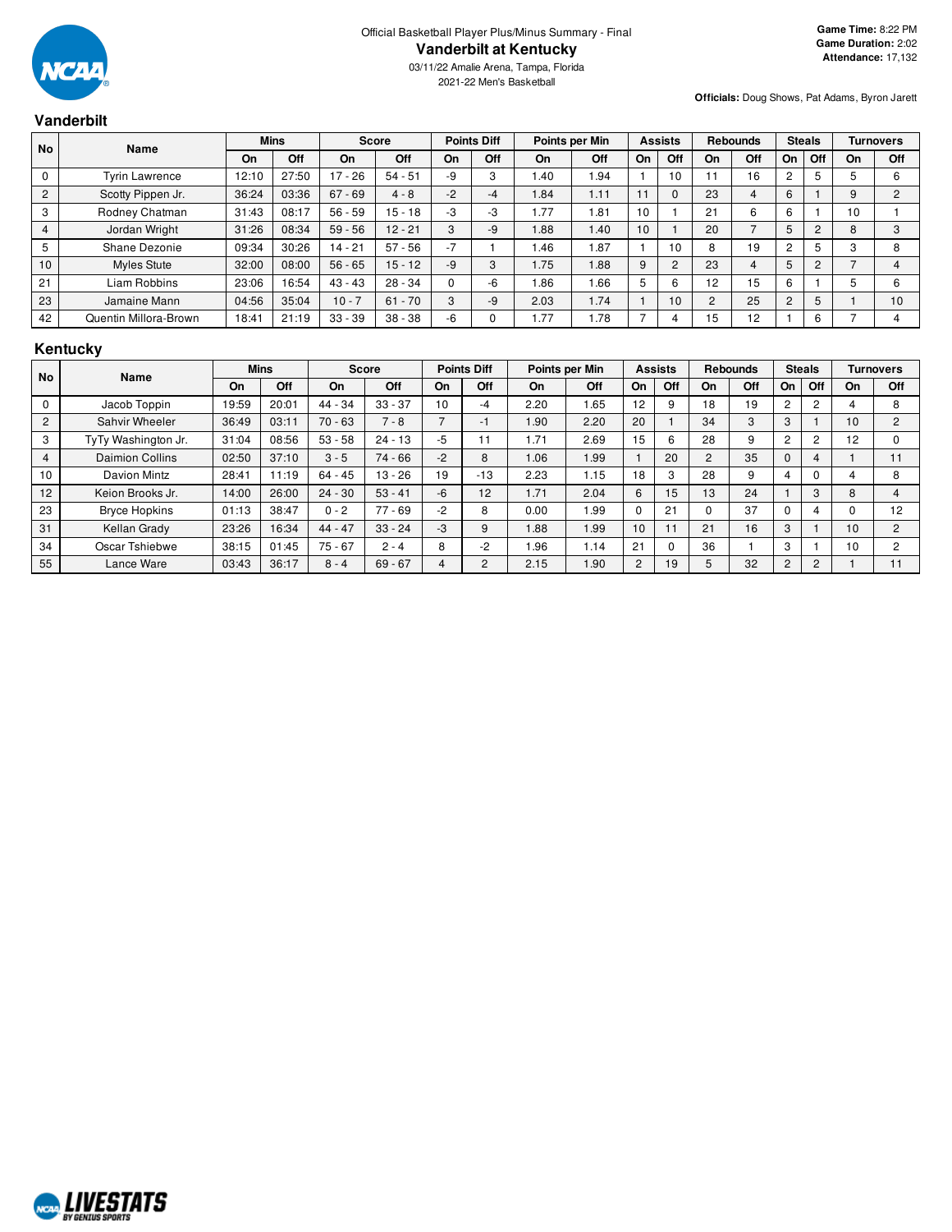Official Basketball Player Plus/Minus Summary - Final

# Vanderbilt at Kentucky

03/11/22 Amalie Arena, Tampa, Florida

2021-22 Men's Basketball

**Game Time:** 8:22 PM
**Game Duration:** 2:02
**Attendance:** 17,132

**Officials:** Doug Shows, Pat Adams, Byron Jarett

## Vanderbilt

| No | Name | Mins | | Score | | Points Diff | | Points per Min | | Assists | | Rebounds | | Steals | | Turnovers | |
|---|---|---|---|---|---|---|---|---|---|---|---|---|---|---|---|---|---|
| | | On | Off | On | Off | On | Off | On | Off | On | Off | On | Off | On | Off | On | Off |
| 0 | Tyrin Lawrence | 12:10 | 27:50 | 17 - 26 | 54 - 51 | -9 | 3 | 1.40 | 1.94 | 1 | 10 | 11 | 16 | 2 | 5 | 5 | 6 |
| 2 | Scotty Pippen Jr. | 36:24 | 03:36 | 67 - 69 | 4 - 8 | -2 | -4 | 1.84 | 1.11 | 11 | 0 | 23 | 4 | 6 | 1 | 9 | 2 |
| 3 | Rodney Chatman | 31:43 | 08:17 | 56 - 59 | 15 - 18 | -3 | -3 | 1.77 | 1.81 | 10 | 1 | 21 | 6 | 6 | 1 | 10 | 1 |
| 4 | Jordan Wright | 31:26 | 08:34 | 59 - 56 | 12 - 21 | 3 | -9 | 1.88 | 1.40 | 10 | 1 | 20 | 7 | 5 | 2 | 8 | 3 |
| 5 | Shane Dezonie | 09:34 | 30:26 | 14 - 21 | 57 - 56 | -7 | 1 | 1.46 | 1.87 | 1 | 10 | 8 | 19 | 2 | 5 | 3 | 8 |
| 10 | Myles Stute | 32:00 | 08:00 | 56 - 65 | 15 - 12 | -9 | 3 | 1.75 | 1.88 | 9 | 2 | 23 | 4 | 5 | 2 | 7 | 4 |
| 21 | Liam Robbins | 23:06 | 16:54 | 43 - 43 | 28 - 34 | 0 | -6 | 1.86 | 1.66 | 5 | 6 | 12 | 15 | 6 | 1 | 5 | 6 |
| 23 | Jamaine Mann | 04:56 | 35:04 | 10 - 7 | 61 - 70 | 3 | -9 | 2.03 | 1.74 | 1 | 10 | 2 | 25 | 2 | 5 | 1 | 10 |
| 42 | Quentin Millora-Brown | 18:41 | 21:19 | 33 - 39 | 38 - 38 | -6 | 0 | 1.77 | 1.78 | 7 | 4 | 15 | 12 | 1 | 6 | 7 | 4 |

## Kentucky

| No | Name | Mins | | Score | | Points Diff | | Points per Min | | Assists | | Rebounds | | Steals | | Turnovers | |
|---|---|---|---|---|---|---|---|---|---|---|---|---|---|---|---|---|---|
| | | On | Off | On | Off | On | Off | On | Off | On | Off | On | Off | On | Off | On | Off |
| 0 | Jacob Toppin | 19:59 | 20:01 | 44 - 34 | 33 - 37 | 10 | -4 | 2.20 | 1.65 | 12 | 9 | 18 | 19 | 2 | 2 | 4 | 8 |
| 2 | Sahvir Wheeler | 36:49 | 03:11 | 70 - 63 | 7 - 8 | 7 | -1 | 1.90 | 2.20 | 20 | 1 | 34 | 3 | 3 | 1 | 10 | 2 |
| 3 | TyTy Washington Jr. | 31:04 | 08:56 | 53 - 58 | 24 - 13 | -5 | 11 | 1.71 | 2.69 | 15 | 6 | 28 | 9 | 2 | 2 | 12 | 0 |
| 4 | Daimion Collins | 02:50 | 37:10 | 3 - 5 | 74 - 66 | -2 | 8 | 1.06 | 1.99 | 1 | 20 | 2 | 35 | 0 | 4 | 1 | 11 |
| 10 | Davion Mintz | 28:41 | 11:19 | 64 - 45 | 13 - 26 | 19 | -13 | 2.23 | 1.15 | 18 | 3 | 28 | 9 | 4 | 0 | 4 | 8 |
| 12 | Keion Brooks Jr. | 14:00 | 26:00 | 24 - 30 | 53 - 41 | -6 | 12 | 1.71 | 2.04 | 6 | 15 | 13 | 24 | 1 | 3 | 8 | 4 |
| 23 | Bryce Hopkins | 01:13 | 38:47 | 0 - 2 | 77 - 69 | -2 | 8 | 0.00 | 1.99 | 0 | 21 | 0 | 37 | 0 | 4 | 0 | 12 |
| 31 | Kellan Grady | 23:26 | 16:34 | 44 - 47 | 33 - 24 | -3 | 9 | 1.88 | 1.99 | 10 | 11 | 21 | 16 | 3 | 1 | 10 | 2 |
| 34 | Oscar Tshiebwe | 38:15 | 01:45 | 75 - 67 | 2 - 4 | 8 | -2 | 1.96 | 1.14 | 21 | 0 | 36 | 1 | 3 | 1 | 10 | 2 |
| 55 | Lance Ware | 03:43 | 36:17 | 8 - 4 | 69 - 67 | 4 | 2 | 2.15 | 1.90 | 2 | 19 | 5 | 32 | 2 | 2 | 1 | 11 |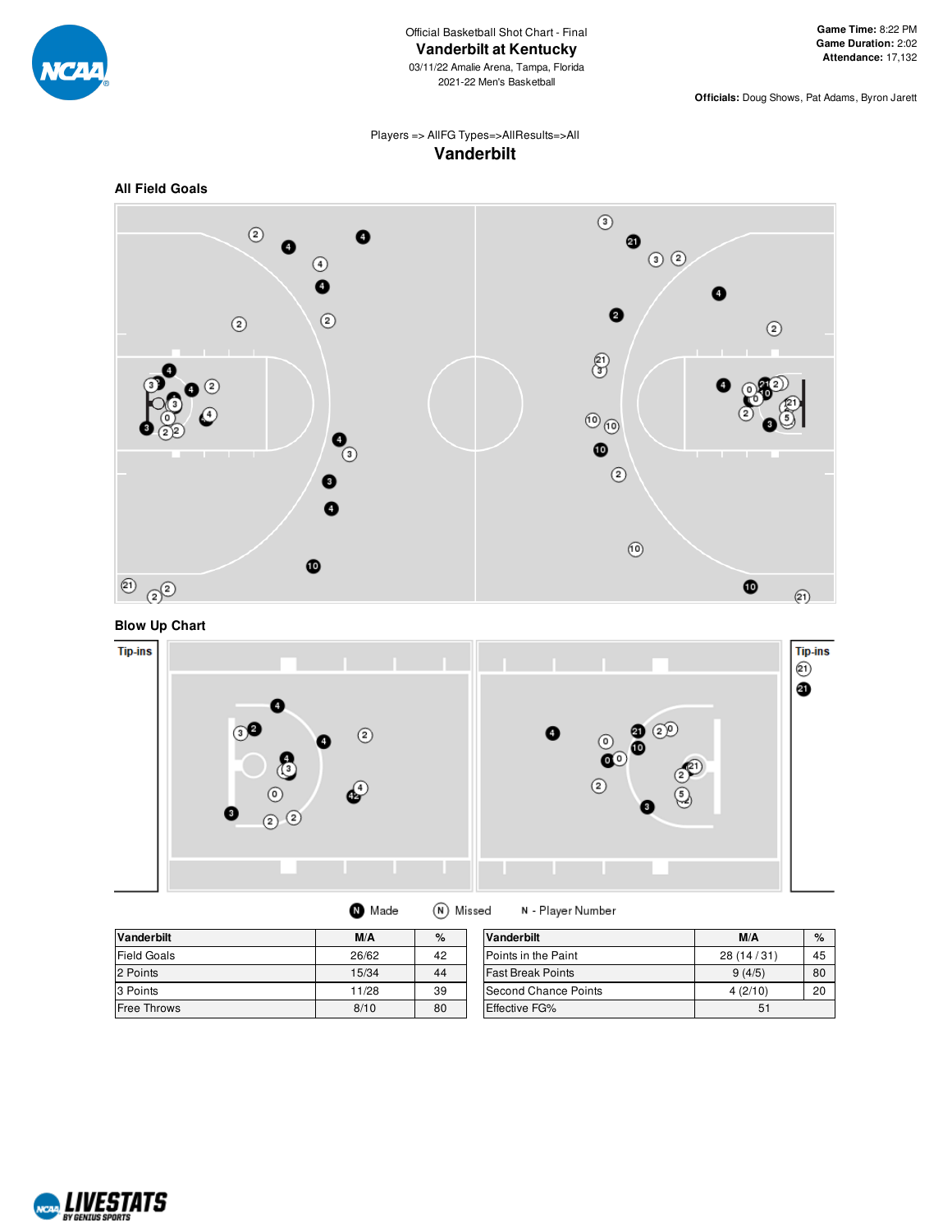Official Basketball Shot Chart - Final

# Vanderbilt at Kentucky

03/11/22 Amalie Arena, Tampa, Florida
2021-22 Men's Basketball

**Game Time:** 8:22 PM
**Game Duration:** 2:02
**Attendance:** 17,132

**Officials:** Doug Shows, Pat Adams, Byron Jarett

Players => AllFG Types=>AllResults=>All

## Vanderbilt

### All Field Goals

### Blow Up Chart

Tip-ins

Tip-ins

Made   Missed   N - Player Number

| Vanderbilt | M/A | % |
|---|---|---|
| Field Goals | 26/62 | 42 |
| 2 Points | 15/34 | 44 |
| 3 Points | 11/28 | 39 |
| Free Throws | 8/10 | 80 |

| Vanderbilt | M/A | % |
|---|---|---|
| Points in the Paint | 28 (14 / 31) | 45 |
| Fast Break Points | 9 (4/5) | 80 |
| Second Chance Points | 4 (2/10) | 20 |
| Effective FG% | 51 | |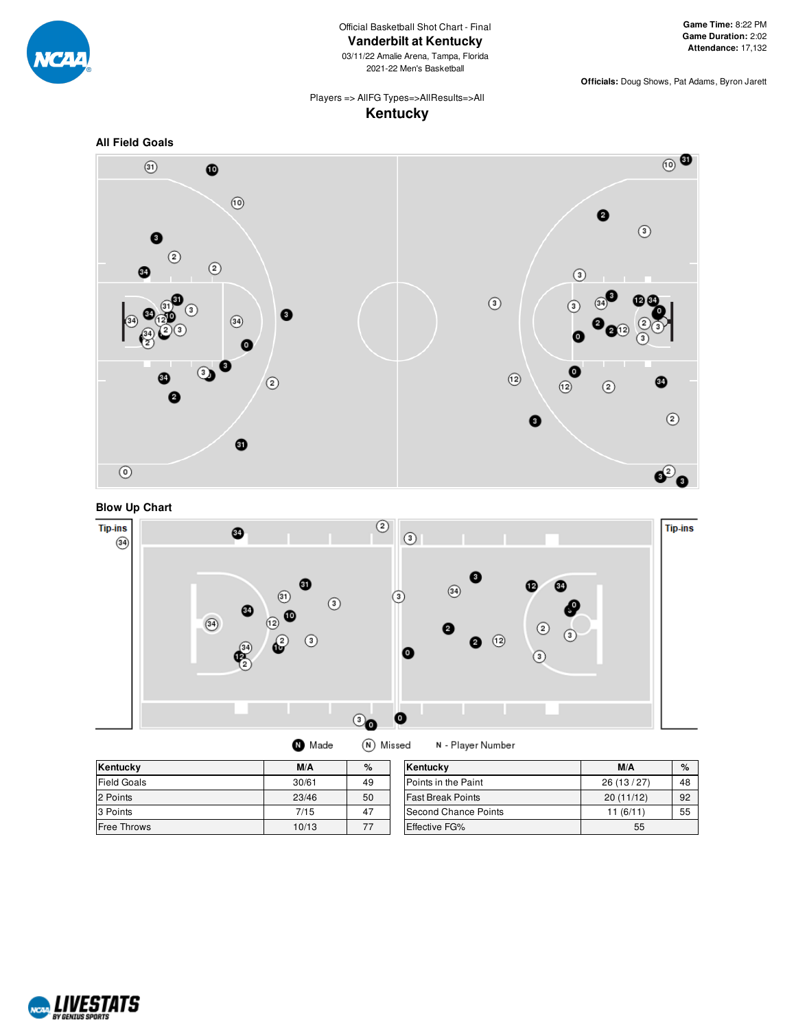Official Basketball Shot Chart - Final

# Vanderbilt at Kentucky

03/11/22 Amalie Arena, Tampa, Florida
2021-22 Men's Basketball

**Game Time:** 8:22 PM
**Game Duration:** 2:02
**Attendance:** 17,132

**Officials:** Doug Shows, Pat Adams, Byron Jarett

Players => AllFG Types=>AllResults=>All

## Kentucky

### All Field Goals

### Blow Up Chart

Tip-ins

Tip-ins

N Made   N Missed   N - Player Number

| Kentucky | M/A | % |
|---|---|---|
| Field Goals | 30/61 | 49 |
| 2 Points | 23/46 | 50 |
| 3 Points | 7/15 | 47 |
| Free Throws | 10/13 | 77 |

| Kentucky | M/A | % |
|---|---|---|
| Points in the Paint | 26 (13 / 27) | 48 |
| Fast Break Points | 20 (11/12) | 92 |
| Second Chance Points | 11 (6/11) | 55 |
| Effective FG% | 55 | |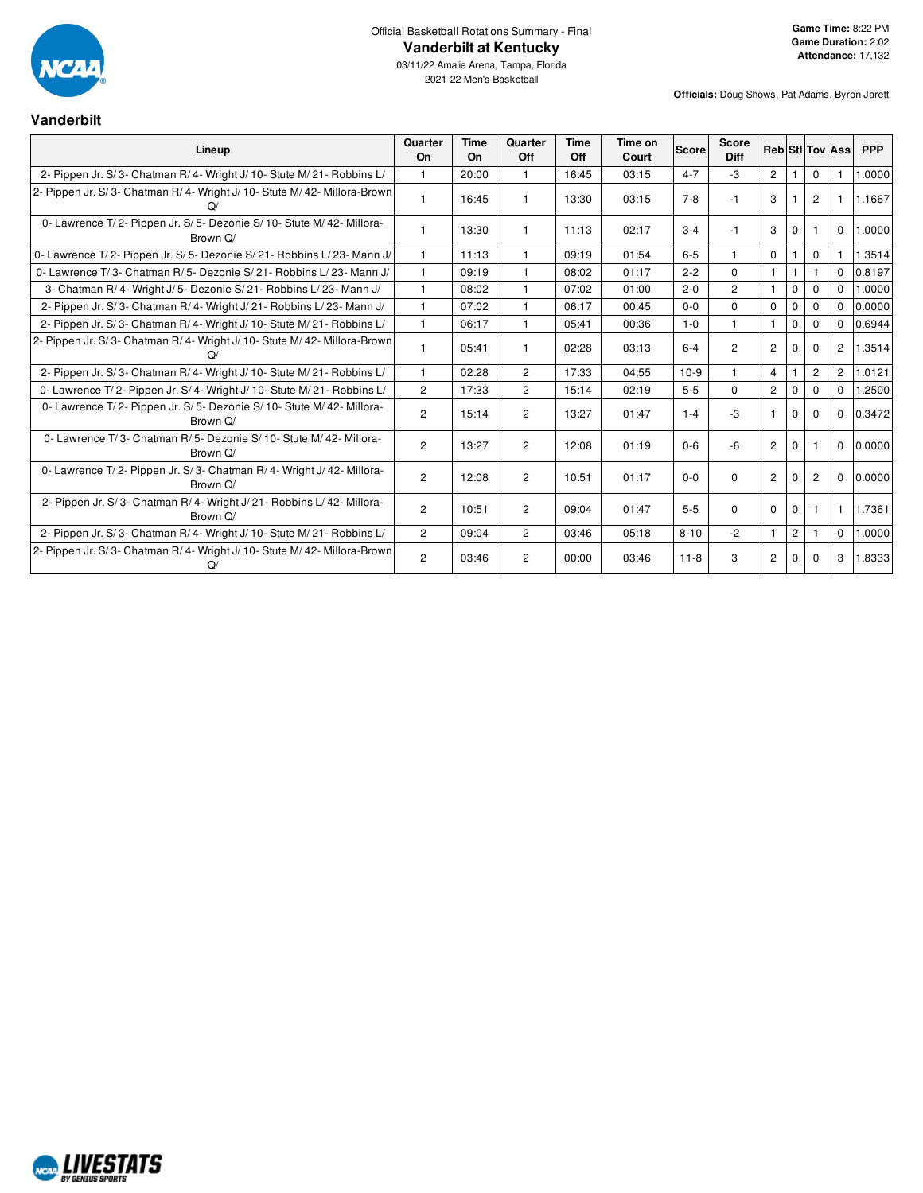Official Basketball Rotations Summary - Final

# Vanderbilt at Kentucky

03/11/22 Amalie Arena, Tampa, Florida

2021-22 Men's Basketball

**Game Time:** 8:22 PM
**Game Duration:** 2:02
**Attendance:** 17,132

**Officials:** Doug Shows, Pat Adams, Byron Jarett

## Vanderbilt

| Lineup | Quarter On | Time On | Quarter Off | Time Off | Time on Court | Score | Score Diff | Reb | Stl | Tov | Ass | PPP |
|---|---|---|---|---|---|---|---|---|---|---|---|---|
| 2- Pippen Jr. S/ 3- Chatman R/ 4- Wright J/ 10- Stute M/ 21- Robbins L/ | 1 | 20:00 | 1 | 16:45 | 03:15 | 4-7 | -3 | 2 | 1 | 0 | 1 | 1.0000 |
| 2- Pippen Jr. S/ 3- Chatman R/ 4- Wright J/ 10- Stute M/ 42- Millora-Brown Q/ | 1 | 16:45 | 1 | 13:30 | 03:15 | 7-8 | -1 | 3 | 1 | 2 | 1 | 1.1667 |
| 0- Lawrence T/ 2- Pippen Jr. S/ 5- Dezonie S/ 10- Stute M/ 42- Millora-Brown Q/ | 1 | 13:30 | 1 | 11:13 | 02:17 | 3-4 | -1 | 3 | 0 | 1 | 0 | 1.0000 |
| 0- Lawrence T/ 2- Pippen Jr. S/ 5- Dezonie S/ 21- Robbins L/ 23- Mann J/ | 1 | 11:13 | 1 | 09:19 | 01:54 | 6-5 | 1 | 0 | 1 | 0 | 1 | 1.3514 |
| 0- Lawrence T/ 3- Chatman R/ 5- Dezonie S/ 21- Robbins L/ 23- Mann J/ | 1 | 09:19 | 1 | 08:02 | 01:17 | 2-2 | 0 | 1 | 1 | 1 | 0 | 0.8197 |
| 3- Chatman R/ 4- Wright J/ 5- Dezonie S/ 21- Robbins L/ 23- Mann J/ | 1 | 08:02 | 1 | 07:02 | 01:00 | 2-0 | 2 | 1 | 0 | 0 | 0 | 1.0000 |
| 2- Pippen Jr. S/ 3- Chatman R/ 4- Wright J/ 21- Robbins L/ 23- Mann J/ | 1 | 07:02 | 1 | 06:17 | 00:45 | 0-0 | 0 | 0 | 0 | 0 | 0 | 0.0000 |
| 2- Pippen Jr. S/ 3- Chatman R/ 4- Wright J/ 10- Stute M/ 21- Robbins L/ | 1 | 06:17 | 1 | 05:41 | 00:36 | 1-0 | 1 | 1 | 0 | 0 | 0 | 0.6944 |
| 2- Pippen Jr. S/ 3- Chatman R/ 4- Wright J/ 10- Stute M/ 42- Millora-Brown Q/ | 1 | 05:41 | 1 | 02:28 | 03:13 | 6-4 | 2 | 2 | 0 | 0 | 2 | 1.3514 |
| 2- Pippen Jr. S/ 3- Chatman R/ 4- Wright J/ 10- Stute M/ 21- Robbins L/ | 1 | 02:28 | 2 | 17:33 | 04:55 | 10-9 | 1 | 4 | 1 | 2 | 2 | 1.0121 |
| 0- Lawrence T/ 2- Pippen Jr. S/ 4- Wright J/ 10- Stute M/ 21- Robbins L/ | 2 | 17:33 | 2 | 15:14 | 02:19 | 5-5 | 0 | 2 | 0 | 0 | 0 | 1.2500 |
| 0- Lawrence T/ 2- Pippen Jr. S/ 5- Dezonie S/ 10- Stute M/ 42- Millora-Brown Q/ | 2 | 15:14 | 2 | 13:27 | 01:47 | 1-4 | -3 | 1 | 0 | 0 | 0 | 0.3472 |
| 0- Lawrence T/ 3- Chatman R/ 5- Dezonie S/ 10- Stute M/ 42- Millora-Brown Q/ | 2 | 13:27 | 2 | 12:08 | 01:19 | 0-6 | -6 | 2 | 0 | 1 | 0 | 0.0000 |
| 0- Lawrence T/ 2- Pippen Jr. S/ 3- Chatman R/ 4- Wright J/ 42- Millora-Brown Q/ | 2 | 12:08 | 2 | 10:51 | 01:17 | 0-0 | 0 | 2 | 0 | 2 | 0 | 0.0000 |
| 2- Pippen Jr. S/ 3- Chatman R/ 4- Wright J/ 21- Robbins L/ 42- Millora-Brown Q/ | 2 | 10:51 | 2 | 09:04 | 01:47 | 5-5 | 0 | 0 | 0 | 1 | 1 | 1.7361 |
| 2- Pippen Jr. S/ 3- Chatman R/ 4- Wright J/ 10- Stute M/ 21- Robbins L/ | 2 | 09:04 | 2 | 03:46 | 05:18 | 8-10 | -2 | 1 | 2 | 1 | 0 | 1.0000 |
| 2- Pippen Jr. S/ 3- Chatman R/ 4- Wright J/ 10- Stute M/ 42- Millora-Brown Q/ | 2 | 03:46 | 2 | 00:00 | 03:46 | 11-8 | 3 | 2 | 0 | 0 | 3 | 1.8333 |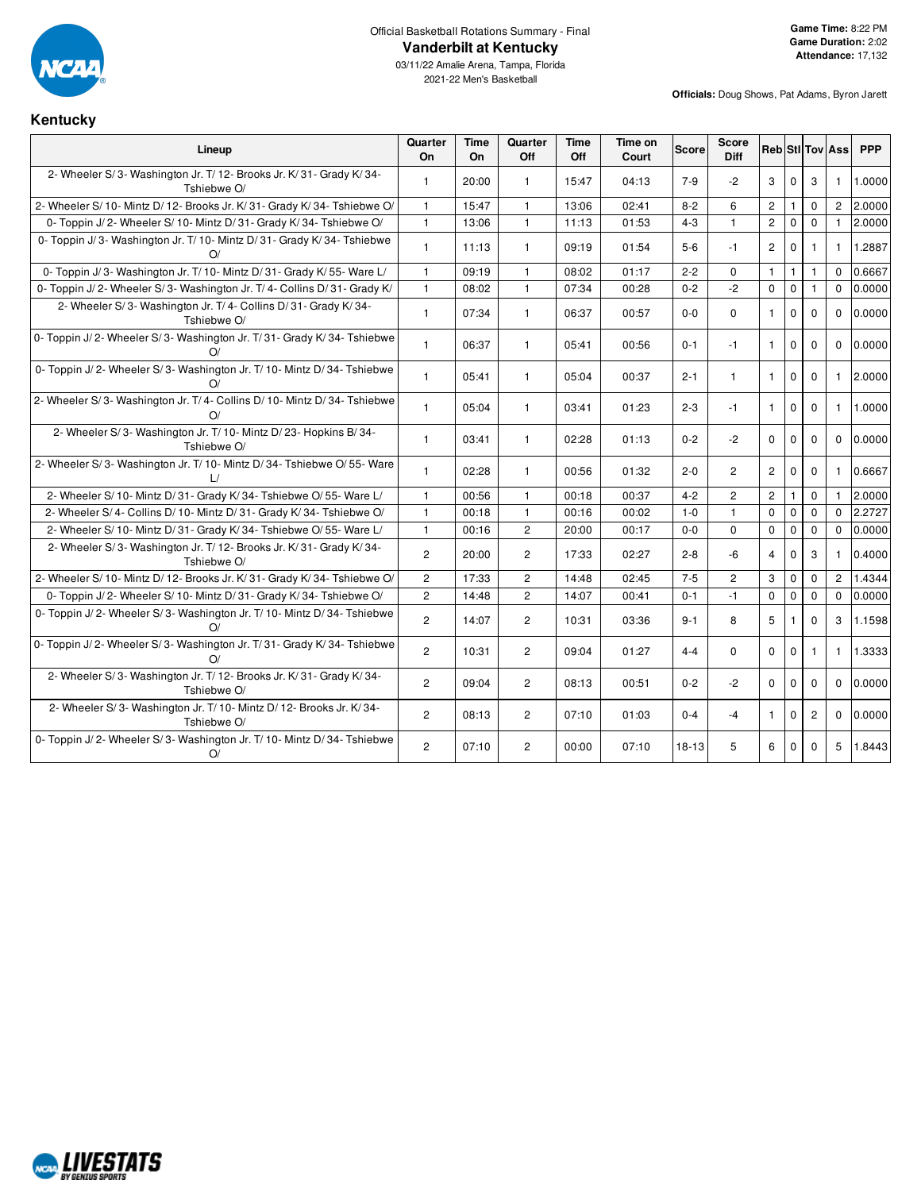Official Basketball Rotations Summary - Final

# Vanderbilt at Kentucky

03/11/22 Amalie Arena, Tampa, Florida

2021-22 Men's Basketball

**Game Time:** 8:22 PM
**Game Duration:** 2:02
**Attendance:** 17,132

**Officials:** Doug Shows, Pat Adams, Byron Jarett

## Kentucky

| Lineup | Quarter On | Time On | Quarter Off | Time Off | Time on Court | Score | Score Diff | Reb | Stl | Tov | Ass | PPP |
|---|---|---|---|---|---|---|---|---|---|---|---|---|
| 2- Wheeler S/ 3- Washington Jr. T/ 12- Brooks Jr. K/ 31- Grady K/ 34- Tshiebwe O/ | 1 | 20:00 | 1 | 15:47 | 04:13 | 7-9 | -2 | 3 | 0 | 3 | 1 | 1.0000 |
| 2- Wheeler S/ 10- Mintz D/ 12- Brooks Jr. K/ 31- Grady K/ 34- Tshiebwe O/ | 1 | 15:47 | 1 | 13:06 | 02:41 | 8-2 | 6 | 2 | 1 | 0 | 2 | 2.0000 |
| 0- Toppin J/ 2- Wheeler S/ 10- Mintz D/ 31- Grady K/ 34- Tshiebwe O/ | 1 | 13:06 | 1 | 11:13 | 01:53 | 4-3 | 1 | 2 | 0 | 0 | 1 | 2.0000 |
| 0- Toppin J/ 3- Washington Jr. T/ 10- Mintz D/ 31- Grady K/ 34- Tshiebwe O/ | 1 | 11:13 | 1 | 09:19 | 01:54 | 5-6 | -1 | 2 | 0 | 1 | 1 | 1.2887 |
| 0- Toppin J/ 3- Washington Jr. T/ 10- Mintz D/ 31- Grady K/ 55- Ware L/ | 1 | 09:19 | 1 | 08:02 | 01:17 | 2-2 | 0 | 1 | 1 | 1 | 0 | 0.6667 |
| 0- Toppin J/ 2- Wheeler S/ 3- Washington Jr. T/ 4- Collins D/ 31- Grady K/ | 1 | 08:02 | 1 | 07:34 | 00:28 | 0-2 | -2 | 0 | 0 | 1 | 0 | 0.0000 |
| 2- Wheeler S/ 3- Washington Jr. T/ 4- Collins D/ 31- Grady K/ 34- Tshiebwe O/ | 1 | 07:34 | 1 | 06:37 | 00:57 | 0-0 | 0 | 1 | 0 | 0 | 0 | 0.0000 |
| 0- Toppin J/ 2- Wheeler S/ 3- Washington Jr. T/ 31- Grady K/ 34- Tshiebwe O/ | 1 | 06:37 | 1 | 05:41 | 00:56 | 0-1 | -1 | 1 | 0 | 0 | 0 | 0.0000 |
| 0- Toppin J/ 2- Wheeler S/ 3- Washington Jr. T/ 10- Mintz D/ 34- Tshiebwe O/ | 1 | 05:41 | 1 | 05:04 | 00:37 | 2-1 | 1 | 1 | 0 | 0 | 1 | 2.0000 |
| 2- Wheeler S/ 3- Washington Jr. T/ 4- Collins D/ 10- Mintz D/ 34- Tshiebwe O/ | 1 | 05:04 | 1 | 03:41 | 01:23 | 2-3 | -1 | 1 | 0 | 0 | 1 | 1.0000 |
| 2- Wheeler S/ 3- Washington Jr. T/ 10- Mintz D/ 23- Hopkins B/ 34- Tshiebwe O/ | 1 | 03:41 | 1 | 02:28 | 01:13 | 0-2 | -2 | 0 | 0 | 0 | 0 | 0.0000 |
| 2- Wheeler S/ 3- Washington Jr. T/ 10- Mintz D/ 34- Tshiebwe O/ 55- Ware L/ | 1 | 02:28 | 1 | 00:56 | 01:32 | 2-0 | 2 | 2 | 0 | 0 | 1 | 0.6667 |
| 2- Wheeler S/ 10- Mintz D/ 31- Grady K/ 34- Tshiebwe O/ 55- Ware L/ | 1 | 00:56 | 1 | 00:18 | 00:37 | 4-2 | 2 | 2 | 1 | 0 | 1 | 2.0000 |
| 2- Wheeler S/ 4- Collins D/ 10- Mintz D/ 31- Grady K/ 34- Tshiebwe O/ | 1 | 00:18 | 1 | 00:16 | 00:02 | 1-0 | 1 | 0 | 0 | 0 | 0 | 2.2727 |
| 2- Wheeler S/ 10- Mintz D/ 31- Grady K/ 34- Tshiebwe O/ 55- Ware L/ | 1 | 00:16 | 2 | 20:00 | 00:17 | 0-0 | 0 | 0 | 0 | 0 | 0 | 0.0000 |
| 2- Wheeler S/ 3- Washington Jr. T/ 12- Brooks Jr. K/ 31- Grady K/ 34- Tshiebwe O/ | 2 | 20:00 | 2 | 17:33 | 02:27 | 2-8 | -6 | 4 | 0 | 3 | 1 | 0.4000 |
| 2- Wheeler S/ 10- Mintz D/ 12- Brooks Jr. K/ 31- Grady K/ 34- Tshiebwe O/ | 2 | 17:33 | 2 | 14:48 | 02:45 | 7-5 | 2 | 3 | 0 | 0 | 2 | 1.4344 |
| 0- Toppin J/ 2- Wheeler S/ 10- Mintz D/ 31- Grady K/ 34- Tshiebwe O/ | 2 | 14:48 | 2 | 14:07 | 00:41 | 0-1 | -1 | 0 | 0 | 0 | 0 | 0.0000 |
| 0- Toppin J/ 2- Wheeler S/ 3- Washington Jr. T/ 10- Mintz D/ 34- Tshiebwe O/ | 2 | 14:07 | 2 | 10:31 | 03:36 | 9-1 | 8 | 5 | 1 | 0 | 3 | 1.1598 |
| 0- Toppin J/ 2- Wheeler S/ 3- Washington Jr. T/ 31- Grady K/ 34- Tshiebwe O/ | 2 | 10:31 | 2 | 09:04 | 01:27 | 4-4 | 0 | 0 | 0 | 1 | 1 | 1.3333 |
| 2- Wheeler S/ 3- Washington Jr. T/ 12- Brooks Jr. K/ 31- Grady K/ 34- Tshiebwe O/ | 2 | 09:04 | 2 | 08:13 | 00:51 | 0-2 | -2 | 0 | 0 | 0 | 0 | 0.0000 |
| 2- Wheeler S/ 3- Washington Jr. T/ 10- Mintz D/ 12- Brooks Jr. K/ 34- Tshiebwe O/ | 2 | 08:13 | 2 | 07:10 | 01:03 | 0-4 | -4 | 1 | 0 | 2 | 0 | 0.0000 |
| 0- Toppin J/ 2- Wheeler S/ 3- Washington Jr. T/ 10- Mintz D/ 34- Tshiebwe O/ | 2 | 07:10 | 2 | 00:00 | 07:10 | 18-13 | 5 | 6 | 0 | 0 | 5 | 1.8443 |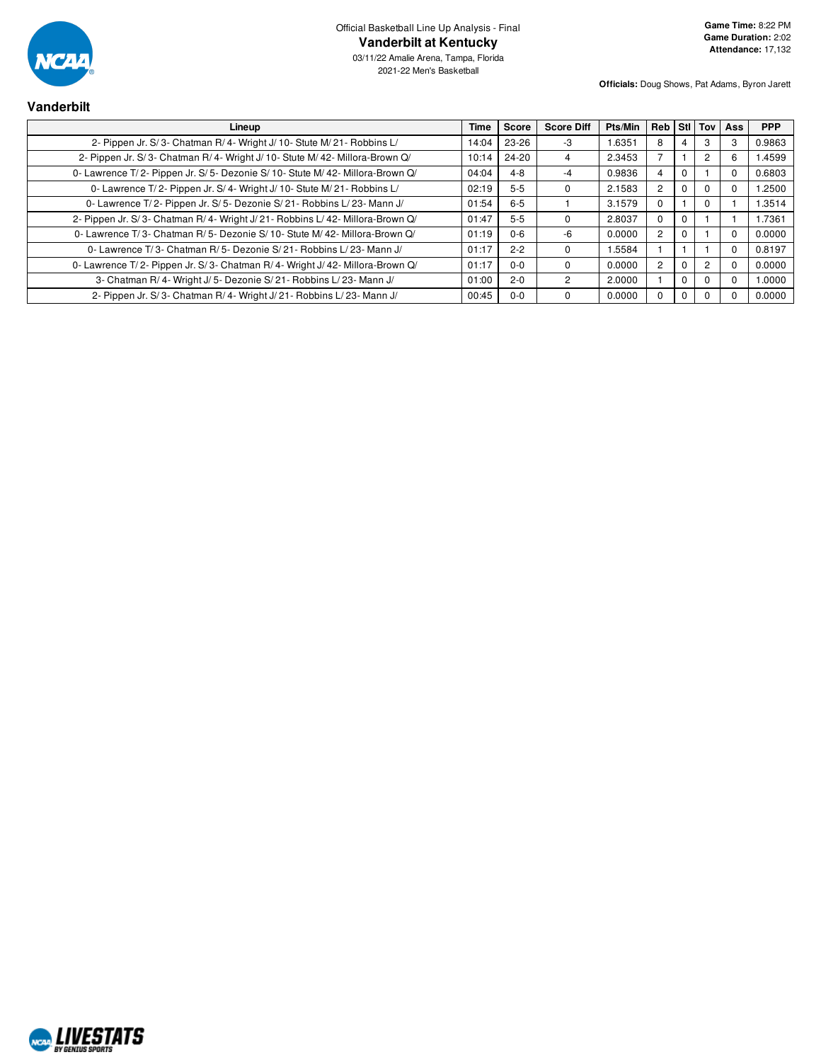Official Basketball Line Up Analysis - Final

# Vanderbilt at Kentucky

03/11/22 Amalie Arena, Tampa, Florida
2021-22 Men's Basketball

**Game Time:** 8:22 PM
**Game Duration:** 2:02
**Attendance:** 17,132

**Officials:** Doug Shows, Pat Adams, Byron Jarett

## Vanderbilt

| Lineup | Time | Score | Score Diff | Pts/Min | Reb | Stl | Tov | Ass | PPP |
|---|---|---|---|---|---|---|---|---|---|
| 2- Pippen Jr. S/ 3- Chatman R/ 4- Wright J/ 10- Stute M/ 21- Robbins L/ | 14:04 | 23-26 | -3 | 1.6351 | 8 | 4 | 3 | 3 | 0.9863 |
| 2- Pippen Jr. S/ 3- Chatman R/ 4- Wright J/ 10- Stute M/ 42- Millora-Brown Q/ | 10:14 | 24-20 | 4 | 2.3453 | 7 | 1 | 2 | 6 | 1.4599 |
| 0- Lawrence T/ 2- Pippen Jr. S/ 5- Dezonie S/ 10- Stute M/ 42- Millora-Brown Q/ | 04:04 | 4-8 | -4 | 0.9836 | 4 | 0 | 1 | 0 | 0.6803 |
| 0- Lawrence T/ 2- Pippen Jr. S/ 4- Wright J/ 10- Stute M/ 21- Robbins L/ | 02:19 | 5-5 | 0 | 2.1583 | 2 | 0 | 0 | 0 | 1.2500 |
| 0- Lawrence T/ 2- Pippen Jr. S/ 5- Dezonie S/ 21- Robbins L/ 23- Mann J/ | 01:54 | 6-5 | 1 | 3.1579 | 0 | 1 | 0 | 1 | 1.3514 |
| 2- Pippen Jr. S/ 3- Chatman R/ 4- Wright J/ 21- Robbins L/ 42- Millora-Brown Q/ | 01:47 | 5-5 | 0 | 2.8037 | 0 | 0 | 1 | 1 | 1.7361 |
| 0- Lawrence T/ 3- Chatman R/ 5- Dezonie S/ 10- Stute M/ 42- Millora-Brown Q/ | 01:19 | 0-6 | -6 | 0.0000 | 2 | 0 | 1 | 0 | 0.0000 |
| 0- Lawrence T/ 3- Chatman R/ 5- Dezonie S/ 21- Robbins L/ 23- Mann J/ | 01:17 | 2-2 | 0 | 1.5584 | 1 | 1 | 1 | 0 | 0.8197 |
| 0- Lawrence T/ 2- Pippen Jr. S/ 3- Chatman R/ 4- Wright J/ 42- Millora-Brown Q/ | 01:17 | 0-0 | 0 | 0.0000 | 2 | 0 | 2 | 0 | 0.0000 |
| 3- Chatman R/ 4- Wright J/ 5- Dezonie S/ 21- Robbins L/ 23- Mann J/ | 01:00 | 2-0 | 2 | 2.0000 | 1 | 0 | 0 | 0 | 1.0000 |
| 2- Pippen Jr. S/ 3- Chatman R/ 4- Wright J/ 21- Robbins L/ 23- Mann J/ | 00:45 | 0-0 | 0 | 0.0000 | 0 | 0 | 0 | 0 | 0.0000 |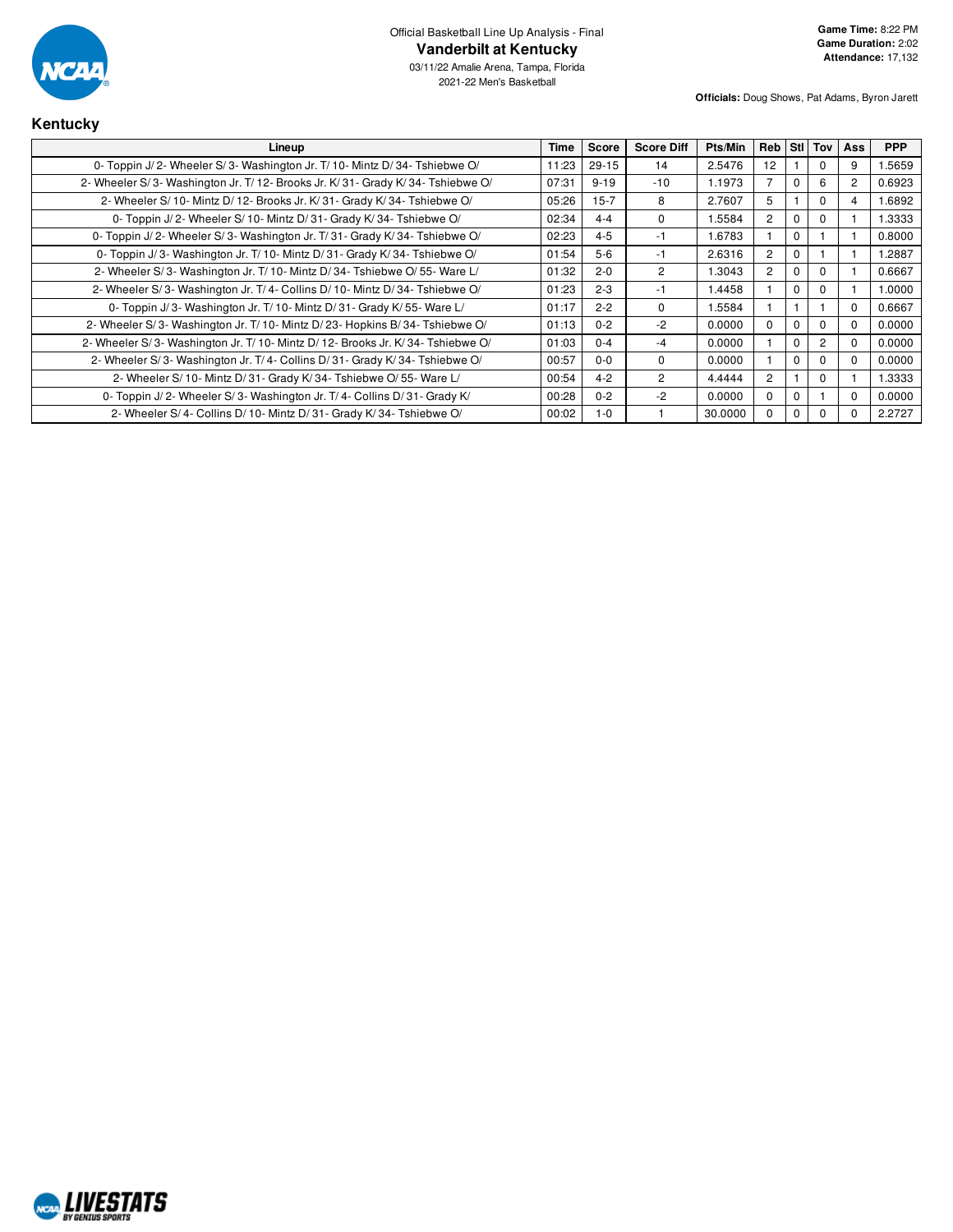Official Basketball Line Up Analysis - Final

# Vanderbilt at Kentucky

03/11/22 Amalie Arena, Tampa, Florida

2021-22 Men's Basketball

**Game Time:** 8:22 PM
**Game Duration:** 2:02
**Attendance:** 17,132

**Officials:** Doug Shows, Pat Adams, Byron Jarett

## Kentucky

| Lineup | Time | Score | Score Diff | Pts/Min | Reb | Stl | Tov | Ass | PPP |
|---|---|---|---|---|---|---|---|---|---|
| 0- Toppin J/ 2- Wheeler S/ 3- Washington Jr. T/ 10- Mintz D/ 34- Tshiebwe O/ | 11:23 | 29-15 | 14 | 2.5476 | 12 | 1 | 0 | 9 | 1.5659 |
| 2- Wheeler S/ 3- Washington Jr. T/ 12- Brooks Jr. K/ 31- Grady K/ 34- Tshiebwe O/ | 07:31 | 9-19 | -10 | 1.1973 | 7 | 0 | 6 | 2 | 0.6923 |
| 2- Wheeler S/ 10- Mintz D/ 12- Brooks Jr. K/ 31- Grady K/ 34- Tshiebwe O/ | 05:26 | 15-7 | 8 | 2.7607 | 5 | 1 | 0 | 4 | 1.6892 |
| 0- Toppin J/ 2- Wheeler S/ 10- Mintz D/ 31- Grady K/ 34- Tshiebwe O/ | 02:34 | 4-4 | 0 | 1.5584 | 2 | 0 | 0 | 1 | 1.3333 |
| 0- Toppin J/ 2- Wheeler S/ 3- Washington Jr. T/ 31- Grady K/ 34- Tshiebwe O/ | 02:23 | 4-5 | -1 | 1.6783 | 1 | 0 | 1 | 1 | 0.8000 |
| 0- Toppin J/ 3- Washington Jr. T/ 10- Mintz D/ 31- Grady K/ 34- Tshiebwe O/ | 01:54 | 5-6 | -1 | 2.6316 | 2 | 0 | 1 | 1 | 1.2887 |
| 2- Wheeler S/ 3- Washington Jr. T/ 10- Mintz D/ 34- Tshiebwe O/ 55- Ware L/ | 01:32 | 2-0 | 2 | 1.3043 | 2 | 0 | 0 | 1 | 0.6667 |
| 2- Wheeler S/ 3- Washington Jr. T/ 4- Collins D/ 10- Mintz D/ 34- Tshiebwe O/ | 01:23 | 2-3 | -1 | 1.4458 | 1 | 0 | 0 | 1 | 1.0000 |
| 0- Toppin J/ 3- Washington Jr. T/ 10- Mintz D/ 31- Grady K/ 55- Ware L/ | 01:17 | 2-2 | 0 | 1.5584 | 1 | 1 | 1 | 0 | 0.6667 |
| 2- Wheeler S/ 3- Washington Jr. T/ 10- Mintz D/ 23- Hopkins B/ 34- Tshiebwe O/ | 01:13 | 0-2 | -2 | 0.0000 | 0 | 0 | 0 | 0 | 0.0000 |
| 2- Wheeler S/ 3- Washington Jr. T/ 10- Mintz D/ 12- Brooks Jr. K/ 34- Tshiebwe O/ | 01:03 | 0-4 | -4 | 0.0000 | 1 | 0 | 2 | 0 | 0.0000 |
| 2- Wheeler S/ 3- Washington Jr. T/ 4- Collins D/ 31- Grady K/ 34- Tshiebwe O/ | 00:57 | 0-0 | 0 | 0.0000 | 1 | 0 | 0 | 0 | 0.0000 |
| 2- Wheeler S/ 10- Mintz D/ 31- Grady K/ 34- Tshiebwe O/ 55- Ware L/ | 00:54 | 4-2 | 2 | 4.4444 | 2 | 1 | 0 | 1 | 1.3333 |
| 0- Toppin J/ 2- Wheeler S/ 3- Washington Jr. T/ 4- Collins D/ 31- Grady K/ | 00:28 | 0-2 | -2 | 0.0000 | 0 | 0 | 1 | 0 | 0.0000 |
| 2- Wheeler S/ 4- Collins D/ 10- Mintz D/ 31- Grady K/ 34- Tshiebwe O/ | 00:02 | 1-0 | 1 | 30.0000 | 0 | 0 | 0 | 0 | 2.2727 |